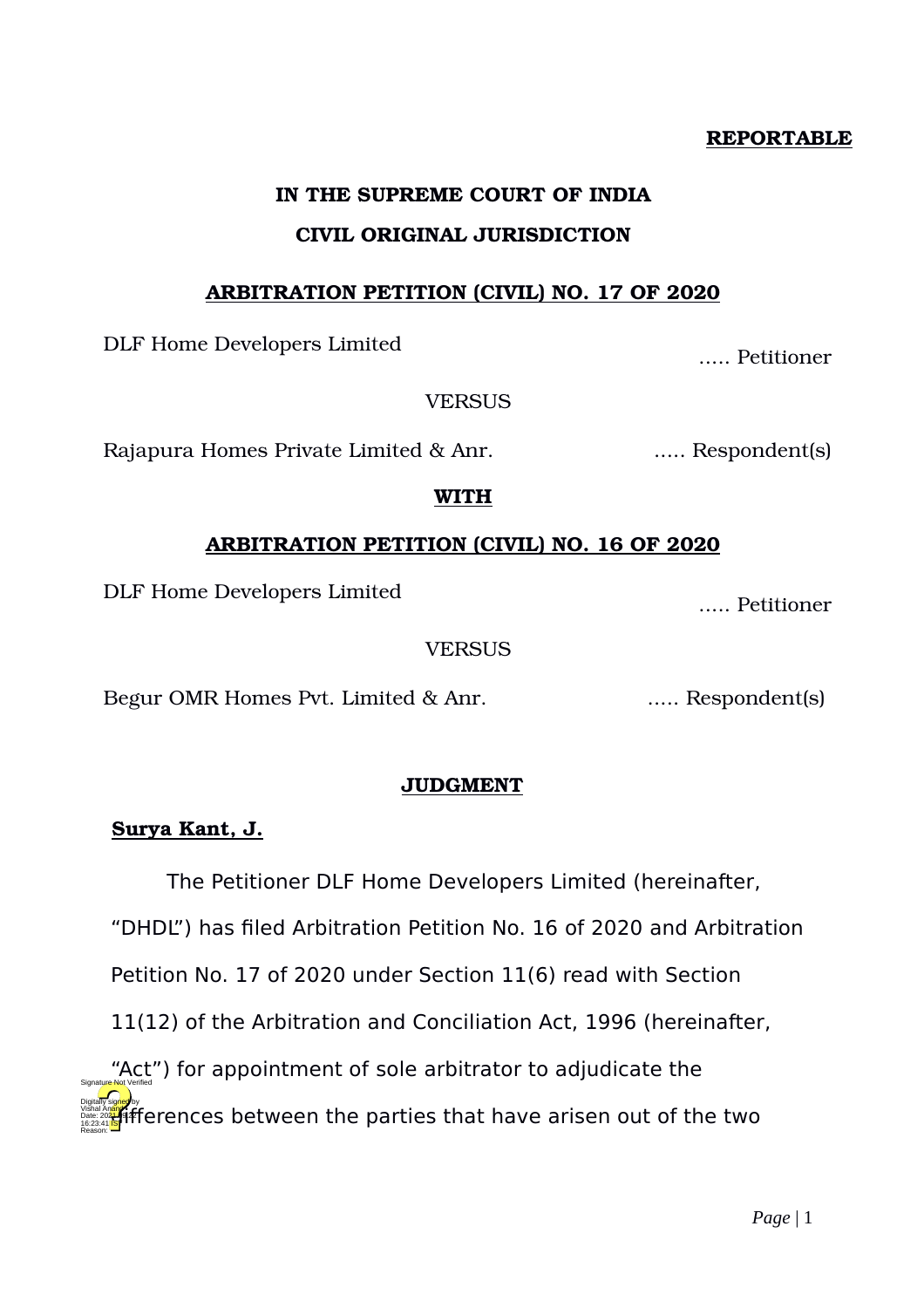**REPORTABLE**

**IN THE SUPREME COURT OF INDIA**

**CIVIL ORIGINAL JURISDICTION**

**ARBITRATION PETITION (CIVIL) NO. 17 OF 2020**

DLF Home Developers Limited ..... Petitioner

VERSUS

Rajapura Homes Private Limited & Anr. ..... Respondent(s)

**WITH**

**ARBITRATION PETITION (CIVIL) NO. 16 OF 2020**

DLF Home Developers Limited ..... Petitioner

VERSUS

Begur OMR Homes Pvt. Limited & Anr. ..... Respondent(s)

**JUDGMENT**

**Surya Kant, J.**

The Petitioner DLF Home Developers Limited (hereinafter, "DHDL") has filed Arbitration Petition No. 16 of 2020 and Arbitration Petition No. 17 of 2020 under Section 11(6) read with Section 11(12) of the Arbitration and Conciliation Act, 1996 (hereinafter, "Act") for appointment of sole arbitrator to adjudicate the differences between the parties that have arisen out of the two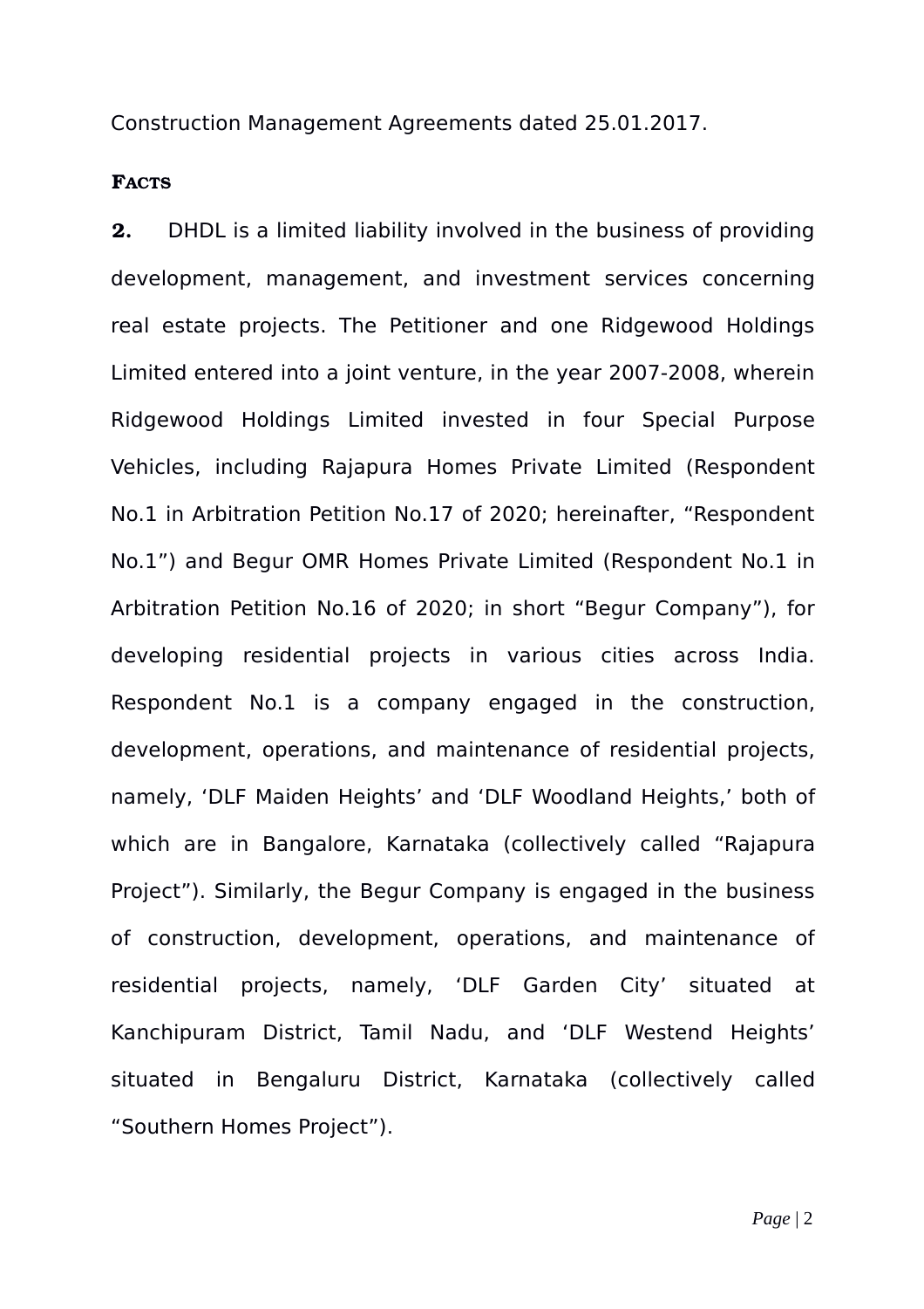Construction Management Agreements dated 25.01.2017.

**FACTS**

**2.** DHDL is a limited liability involved in the business of providing development, management, and investment services concerning real estate projects. The Petitioner and one Ridgewood Holdings Limited entered into a joint venture, in the year 2007-2008, wherein Ridgewood Holdings Limited invested in four Special Purpose Vehicles, including Rajapura Homes Private Limited (Respondent No.1 in Arbitration Petition No.17 of 2020; hereinafter, “Respondent No.1”) and Begur OMR Homes Private Limited (Respondent No.1 in Arbitration Petition No.16 of 2020; in short “Begur Company”), for developing residential projects in various cities across India. Respondent No.1 is a company engaged in the construction, development, operations, and maintenance of residential projects, namely, ‘DLF Maiden Heights’ and ‘DLF Woodland Heights,’ both of which are in Bangalore, Karnataka (collectively called “Rajapura Project”). Similarly, the Begur Company is engaged in the business of construction, development, operations, and maintenance of residential projects, namely, ‘DLF Garden City’ situated at Kanchipuram District, Tamil Nadu, and ‘DLF Westend Heights’ situated in Bengaluru District, Karnataka (collectively called “Southern Homes Project”).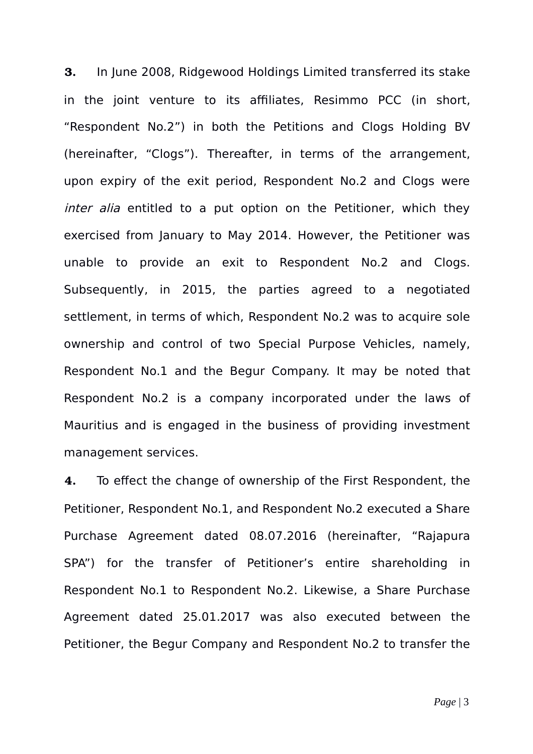**3.** In June 2008, Ridgewood Holdings Limited transferred its stake in the joint venture to its affiliates, Resimmo PCC (in short, "Respondent No.2") in both the Petitions and Clogs Holding BV (hereinafter, "Clogs"). Thereafter, in terms of the arrangement, upon expiry of the exit period, Respondent No.2 and Clogs were *inter alia* entitled to a put option on the Petitioner, which they exercised from January to May 2014. However, the Petitioner was unable to provide an exit to Respondent No.2 and Clogs. Subsequently, in 2015, the parties agreed to a negotiated settlement, in terms of which, Respondent No.2 was to acquire sole ownership and control of two Special Purpose Vehicles, namely, Respondent No.1 and the Begur Company. It may be noted that Respondent No.2 is a company incorporated under the laws of Mauritius and is engaged in the business of providing investment management services.

**4.** To effect the change of ownership of the First Respondent, the Petitioner, Respondent No.1, and Respondent No.2 executed a Share Purchase Agreement dated 08.07.2016 (hereinafter, "Rajapura SPA") for the transfer of Petitioner's entire shareholding in Respondent No.1 to Respondent No.2. Likewise, a Share Purchase Agreement dated 25.01.2017 was also executed between the Petitioner, the Begur Company and Respondent No.2 to transfer the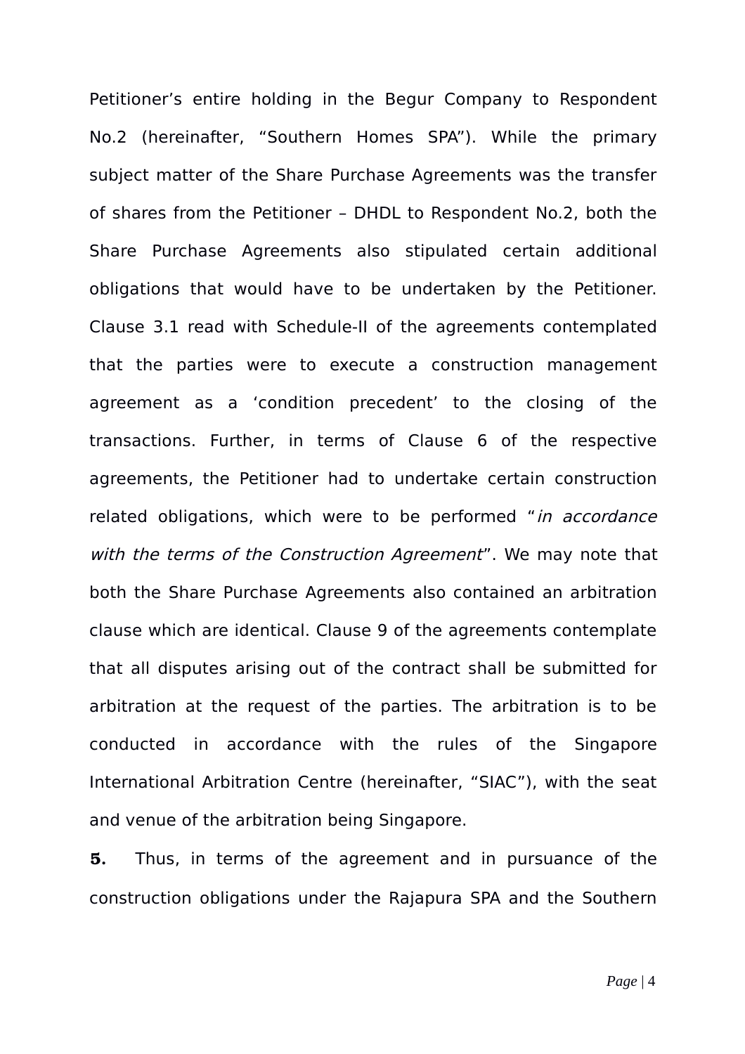Petitioner's entire holding in the Begur Company to Respondent No.2 (hereinafter, "Southern Homes SPA"). While the primary subject matter of the Share Purchase Agreements was the transfer of shares from the Petitioner – DHDL to Respondent No.2, both the Share Purchase Agreements also stipulated certain additional obligations that would have to be undertaken by the Petitioner. Clause 3.1 read with Schedule-II of the agreements contemplated that the parties were to execute a construction management agreement as a 'condition precedent' to the closing of the transactions. Further, in terms of Clause 6 of the respective agreements, the Petitioner had to undertake certain construction related obligations, which were to be performed "*in accordance with the terms of the Construction Agreement*". We may note that both the Share Purchase Agreements also contained an arbitration clause which are identical. Clause 9 of the agreements contemplate that all disputes arising out of the contract shall be submitted for arbitration at the request of the parties. The arbitration is to be conducted in accordance with the rules of the Singapore International Arbitration Centre (hereinafter, "SIAC"), with the seat and venue of the arbitration being Singapore.

**5.** Thus, in terms of the agreement and in pursuance of the construction obligations under the Rajapura SPA and the Southern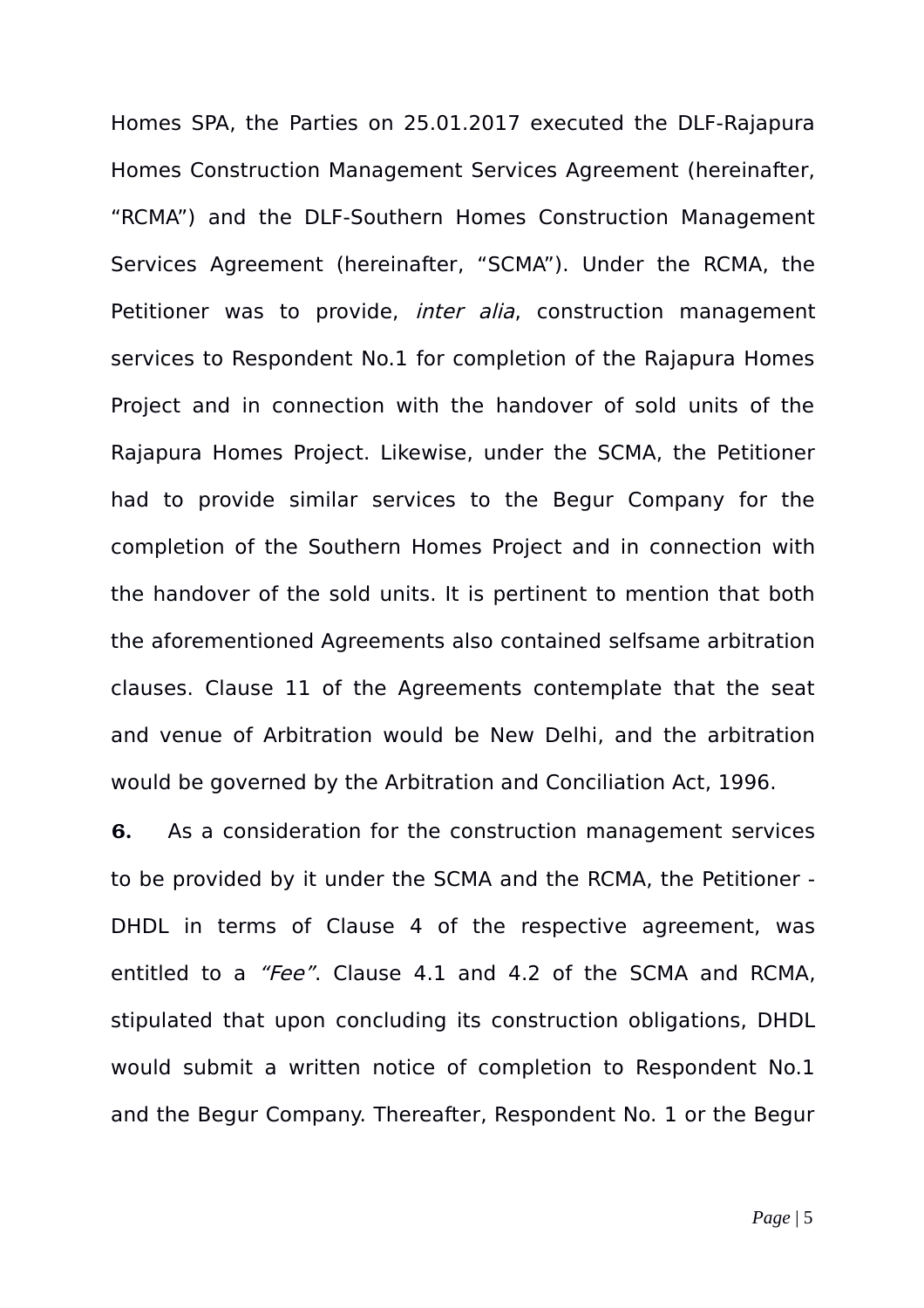Homes SPA, the Parties on 25.01.2017 executed the DLF-Rajapura Homes Construction Management Services Agreement (hereinafter, "RCMA") and the DLF-Southern Homes Construction Management Services Agreement (hereinafter, "SCMA"). Under the RCMA, the Petitioner was to provide, *inter alia*, construction management services to Respondent No.1 for completion of the Rajapura Homes Project and in connection with the handover of sold units of the Rajapura Homes Project. Likewise, under the SCMA, the Petitioner had to provide similar services to the Begur Company for the completion of the Southern Homes Project and in connection with the handover of the sold units. It is pertinent to mention that both the aforementioned Agreements also contained selfsame arbitration clauses. Clause 11 of the Agreements contemplate that the seat and venue of Arbitration would be New Delhi, and the arbitration would be governed by the Arbitration and Conciliation Act, 1996.

**6.** As a consideration for the construction management services to be provided by it under the SCMA and the RCMA, the Petitioner - DHDL in terms of Clause 4 of the respective agreement, was entitled to a *"Fee"*. Clause 4.1 and 4.2 of the SCMA and RCMA, stipulated that upon concluding its construction obligations, DHDL would submit a written notice of completion to Respondent No.1 and the Begur Company. Thereafter, Respondent No. 1 or the Begur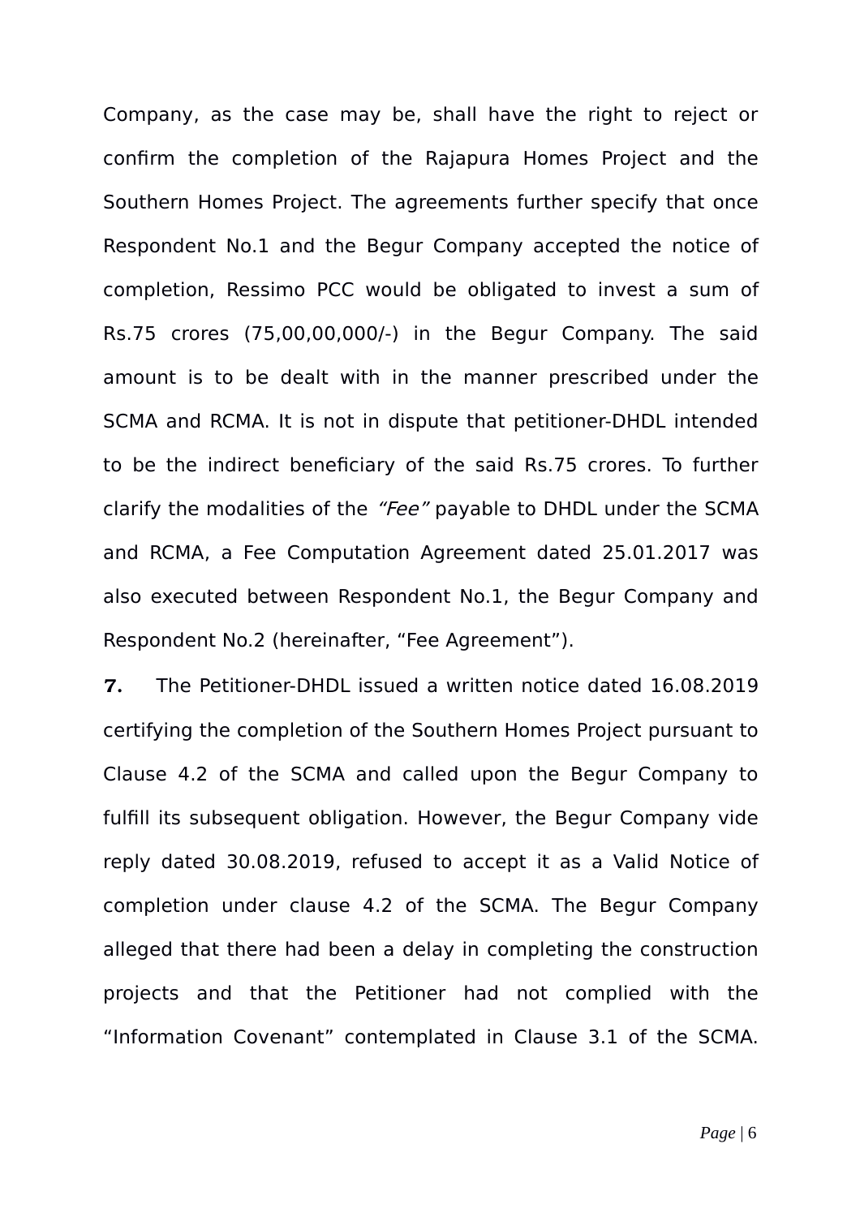Company, as the case may be, shall have the right to reject or confirm the completion of the Rajapura Homes Project and the Southern Homes Project. The agreements further specify that once Respondent No.1 and the Begur Company accepted the notice of completion, Ressimo PCC would be obligated to invest a sum of Rs.75 crores (75,00,00,000/-) in the Begur Company. The said amount is to be dealt with in the manner prescribed under the SCMA and RCMA. It is not in dispute that petitioner-DHDL intended to be the indirect beneficiary of the said Rs.75 crores. To further clarify the modalities of the *"Fee"* payable to DHDL under the SCMA and RCMA, a Fee Computation Agreement dated 25.01.2017 was also executed between Respondent No.1, the Begur Company and Respondent No.2 (hereinafter, "Fee Agreement").

**7.** The Petitioner-DHDL issued a written notice dated 16.08.2019 certifying the completion of the Southern Homes Project pursuant to Clause 4.2 of the SCMA and called upon the Begur Company to fulfill its subsequent obligation. However, the Begur Company vide reply dated 30.08.2019, refused to accept it as a Valid Notice of completion under clause 4.2 of the SCMA. The Begur Company alleged that there had been a delay in completing the construction projects and that the Petitioner had not complied with the "Information Covenant" contemplated in Clause 3.1 of the SCMA.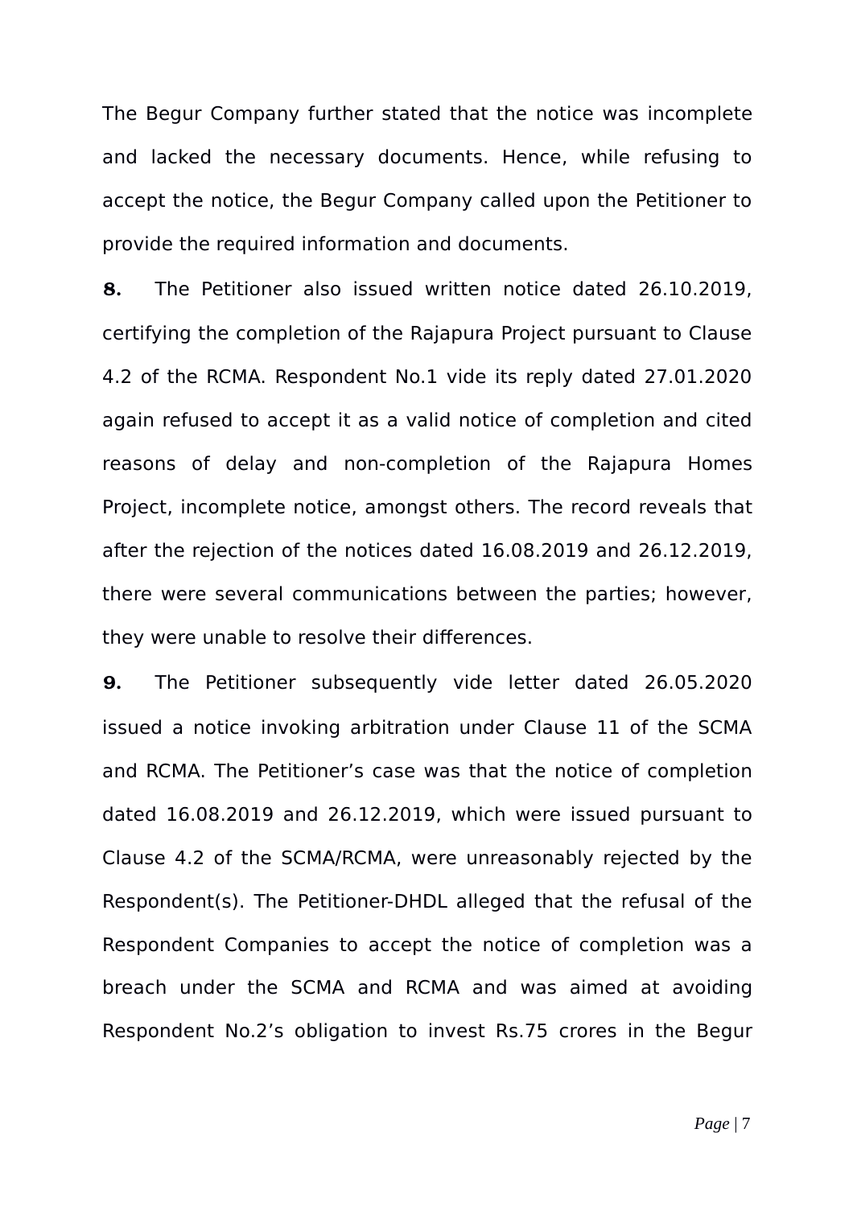The Begur Company further stated that the notice was incomplete and lacked the necessary documents. Hence, while refusing to accept the notice, the Begur Company called upon the Petitioner to provide the required information and documents.

**8.** The Petitioner also issued written notice dated 26.10.2019, certifying the completion of the Rajapura Project pursuant to Clause 4.2 of the RCMA. Respondent No.1 vide its reply dated 27.01.2020 again refused to accept it as a valid notice of completion and cited reasons of delay and non-completion of the Rajapura Homes Project, incomplete notice, amongst others. The record reveals that after the rejection of the notices dated 16.08.2019 and 26.12.2019, there were several communications between the parties; however, they were unable to resolve their differences.

**9.** The Petitioner subsequently vide letter dated 26.05.2020 issued a notice invoking arbitration under Clause 11 of the SCMA and RCMA. The Petitioner's case was that the notice of completion dated 16.08.2019 and 26.12.2019, which were issued pursuant to Clause 4.2 of the SCMA/RCMA, were unreasonably rejected by the Respondent(s). The Petitioner-DHDL alleged that the refusal of the Respondent Companies to accept the notice of completion was a breach under the SCMA and RCMA and was aimed at avoiding Respondent No.2's obligation to invest Rs.75 crores in the Begur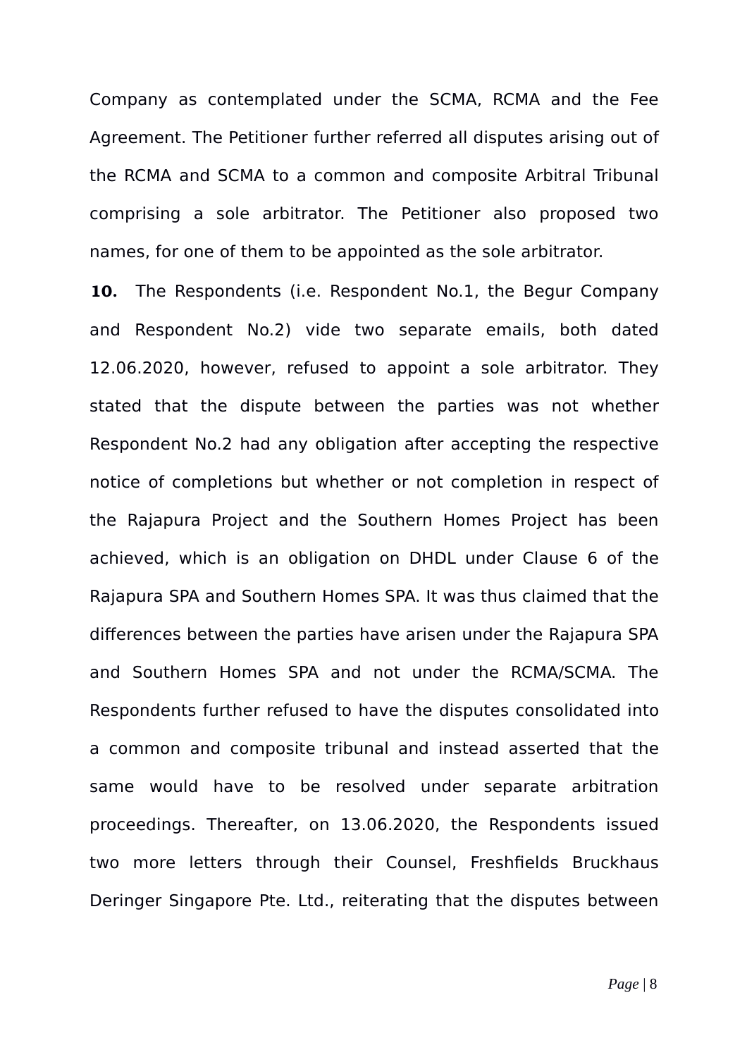Company as contemplated under the SCMA, RCMA and the Fee Agreement. The Petitioner further referred all disputes arising out of the RCMA and SCMA to a common and composite Arbitral Tribunal comprising a sole arbitrator. The Petitioner also proposed two names, for one of them to be appointed as the sole arbitrator.

**10.** The Respondents (i.e. Respondent No.1, the Begur Company and Respondent No.2) vide two separate emails, both dated 12.06.2020, however, refused to appoint a sole arbitrator. They stated that the dispute between the parties was not whether Respondent No.2 had any obligation after accepting the respective notice of completions but whether or not completion in respect of the Rajapura Project and the Southern Homes Project has been achieved, which is an obligation on DHDL under Clause 6 of the Rajapura SPA and Southern Homes SPA. It was thus claimed that the differences between the parties have arisen under the Rajapura SPA and Southern Homes SPA and not under the RCMA/SCMA. The Respondents further refused to have the disputes consolidated into a common and composite tribunal and instead asserted that the same would have to be resolved under separate arbitration proceedings. Thereafter, on 13.06.2020, the Respondents issued two more letters through their Counsel, Freshfields Bruckhaus Deringer Singapore Pte. Ltd., reiterating that the disputes between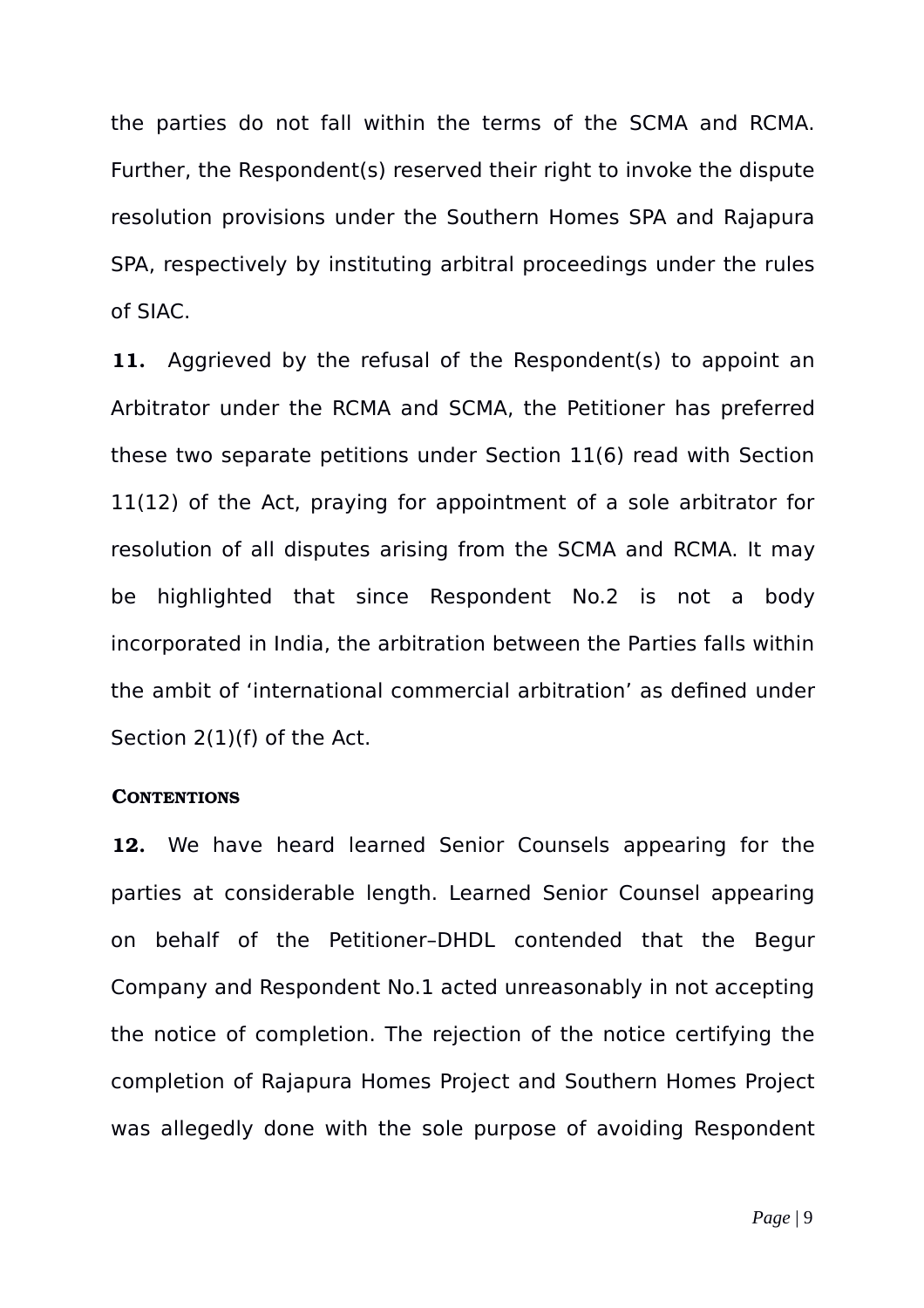the parties do not fall within the terms of the SCMA and RCMA. Further, the Respondent(s) reserved their right to invoke the dispute resolution provisions under the Southern Homes SPA and Rajapura SPA, respectively by instituting arbitral proceedings under the rules of SIAC.

**11.** Aggrieved by the refusal of the Respondent(s) to appoint an Arbitrator under the RCMA and SCMA, the Petitioner has preferred these two separate petitions under Section 11(6) read with Section 11(12) of the Act, praying for appointment of a sole arbitrator for resolution of all disputes arising from the SCMA and RCMA. It may be highlighted that since Respondent No.2 is not a body incorporated in India, the arbitration between the Parties falls within the ambit of 'international commercial arbitration' as defined under Section 2(1)(f) of the Act.

**CONTENTIONS**

**12.** We have heard learned Senior Counsels appearing for the parties at considerable length. Learned Senior Counsel appearing on behalf of the Petitioner–DHDL contended that the Begur Company and Respondent No.1 acted unreasonably in not accepting the notice of completion. The rejection of the notice certifying the completion of Rajapura Homes Project and Southern Homes Project was allegedly done with the sole purpose of avoiding Respondent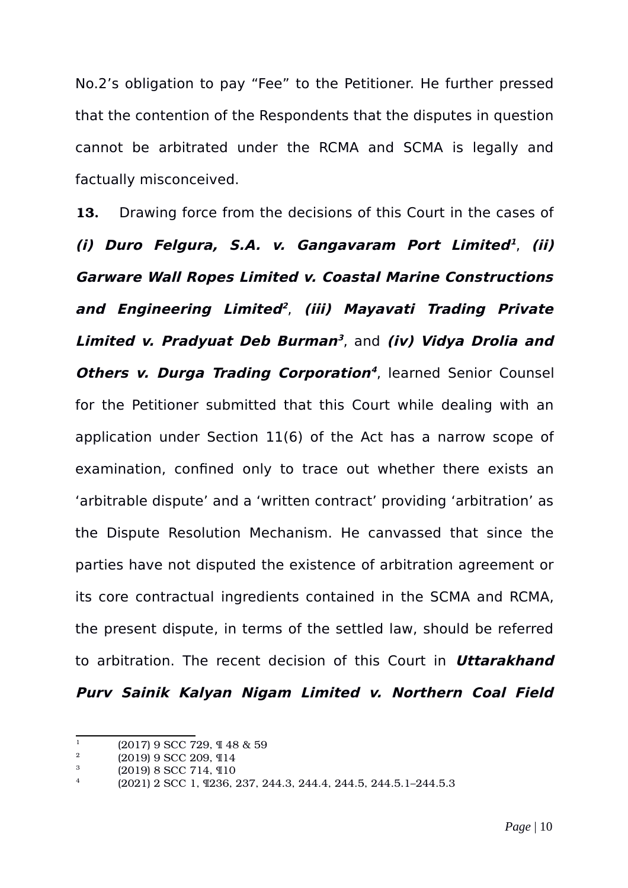No.2's obligation to pay "Fee" to the Petitioner. He further pressed that the contention of the Respondents that the disputes in question cannot be arbitrated under the RCMA and SCMA is legally and factually misconceived.

**13.** Drawing force from the decisions of this Court in the cases of ***(i) Duro Felgura, S.A. v. Gangavaram Port Limited***[1], ***(ii) Garware Wall Ropes Limited v. Coastal Marine Constructions and Engineering Limited***[2], ***(iii) Mayavati Trading Private Limited v. Pradyuat Deb Burman***[3], and ***(iv) Vidya Drolia and Others v. Durga Trading Corporation***[4], learned Senior Counsel for the Petitioner submitted that this Court while dealing with an application under Section 11(6) of the Act has a narrow scope of examination, confined only to trace out whether there exists an 'arbitrable dispute' and a 'written contract' providing 'arbitration' as the Dispute Resolution Mechanism. He canvassed that since the parties have not disputed the existence of arbitration agreement or its core contractual ingredients contained in the SCMA and RCMA, the present dispute, in terms of the settled law, should be referred to arbitration. The recent decision of this Court in ***Uttarakhand Purv Sainik Kalyan Nigam Limited v. Northern Coal Field***

---

[1] (2017) 9 SCC 729, ¶ 48 & 59

[2] (2019) 9 SCC 209, ¶14

[3] (2019) 8 SCC 714, ¶10

[4] (2021) 2 SCC 1, ¶236, 237, 244.3, 244.4, 244.5, 244.5.1–244.5.3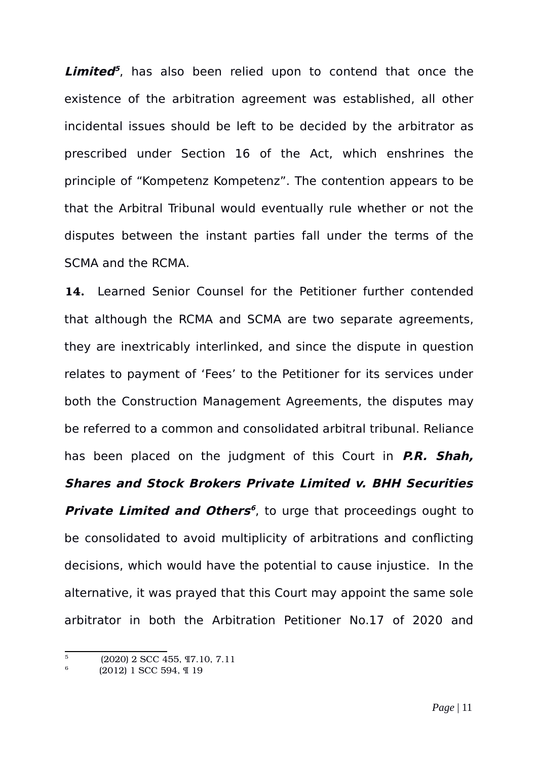***Limited***[5], has also been relied upon to contend that once the existence of the arbitration agreement was established, all other incidental issues should be left to be decided by the arbitrator as prescribed under Section 16 of the Act, which enshrines the principle of "Kompetenz Kompetenz". The contention appears to be that the Arbitral Tribunal would eventually rule whether or not the disputes between the instant parties fall under the terms of the SCMA and the RCMA.

**14.** Learned Senior Counsel for the Petitioner further contended that although the RCMA and SCMA are two separate agreements, they are inextricably interlinked, and since the dispute in question relates to payment of 'Fees' to the Petitioner for its services under both the Construction Management Agreements, the disputes may be referred to a common and consolidated arbitral tribunal. Reliance has been placed on the judgment of this Court in ***P.R. Shah, Shares and Stock Brokers Private Limited v. BHH Securities Private Limited and Others***[6], to urge that proceedings ought to be consolidated to avoid multiplicity of arbitrations and conflicting decisions, which would have the potential to cause injustice. In the alternative, it was prayed that this Court may appoint the same sole arbitrator in both the Arbitration Petitioner No.17 of 2020 and

---

[5] (2020) 2 SCC 455, ¶7.10, 7.11

[6] (2012) 1 SCC 594, ¶ 19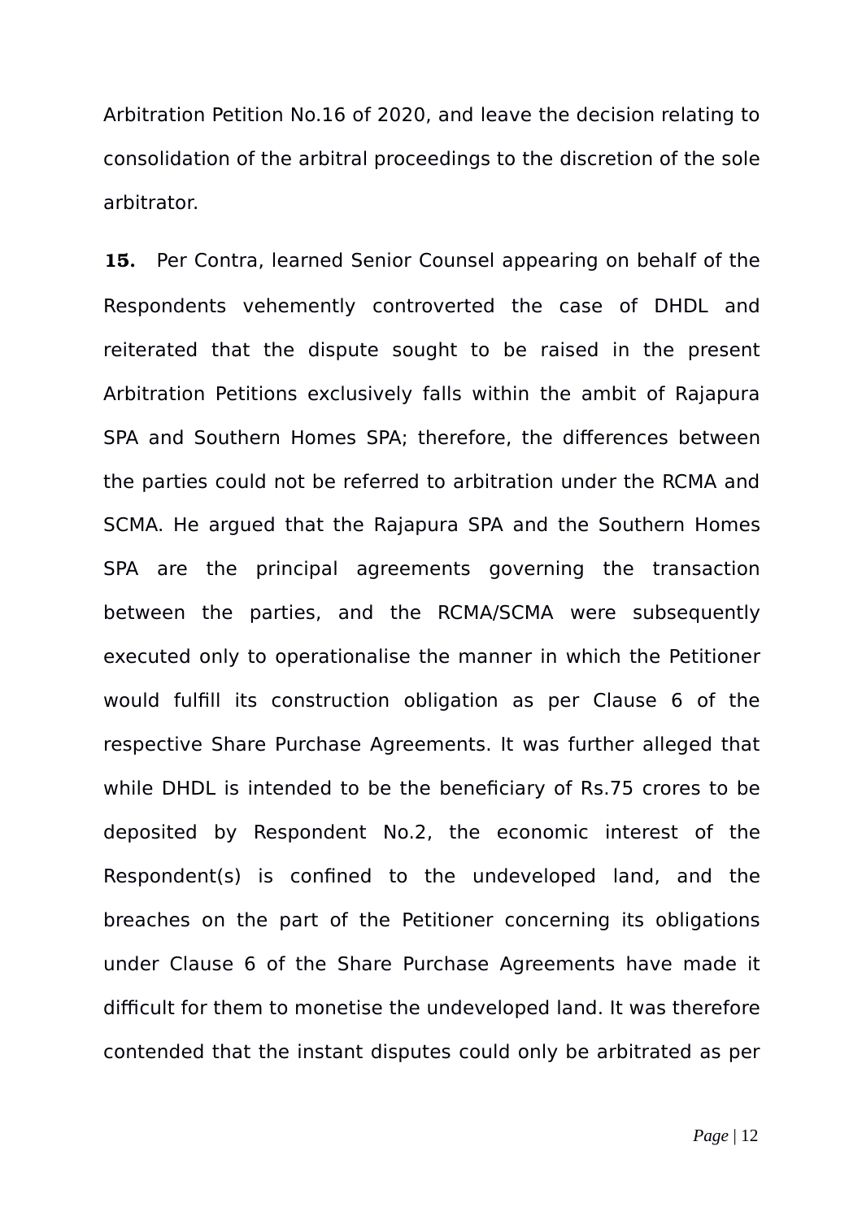Arbitration Petition No.16 of 2020, and leave the decision relating to consolidation of the arbitral proceedings to the discretion of the sole arbitrator.

**15.** Per Contra, learned Senior Counsel appearing on behalf of the Respondents vehemently controverted the case of DHDL and reiterated that the dispute sought to be raised in the present Arbitration Petitions exclusively falls within the ambit of Rajapura SPA and Southern Homes SPA; therefore, the differences between the parties could not be referred to arbitration under the RCMA and SCMA. He argued that the Rajapura SPA and the Southern Homes SPA are the principal agreements governing the transaction between the parties, and the RCMA/SCMA were subsequently executed only to operationalise the manner in which the Petitioner would fulfill its construction obligation as per Clause 6 of the respective Share Purchase Agreements. It was further alleged that while DHDL is intended to be the beneficiary of Rs.75 crores to be deposited by Respondent No.2, the economic interest of the Respondent(s) is confined to the undeveloped land, and the breaches on the part of the Petitioner concerning its obligations under Clause 6 of the Share Purchase Agreements have made it difficult for them to monetise the undeveloped land. It was therefore contended that the instant disputes could only be arbitrated as per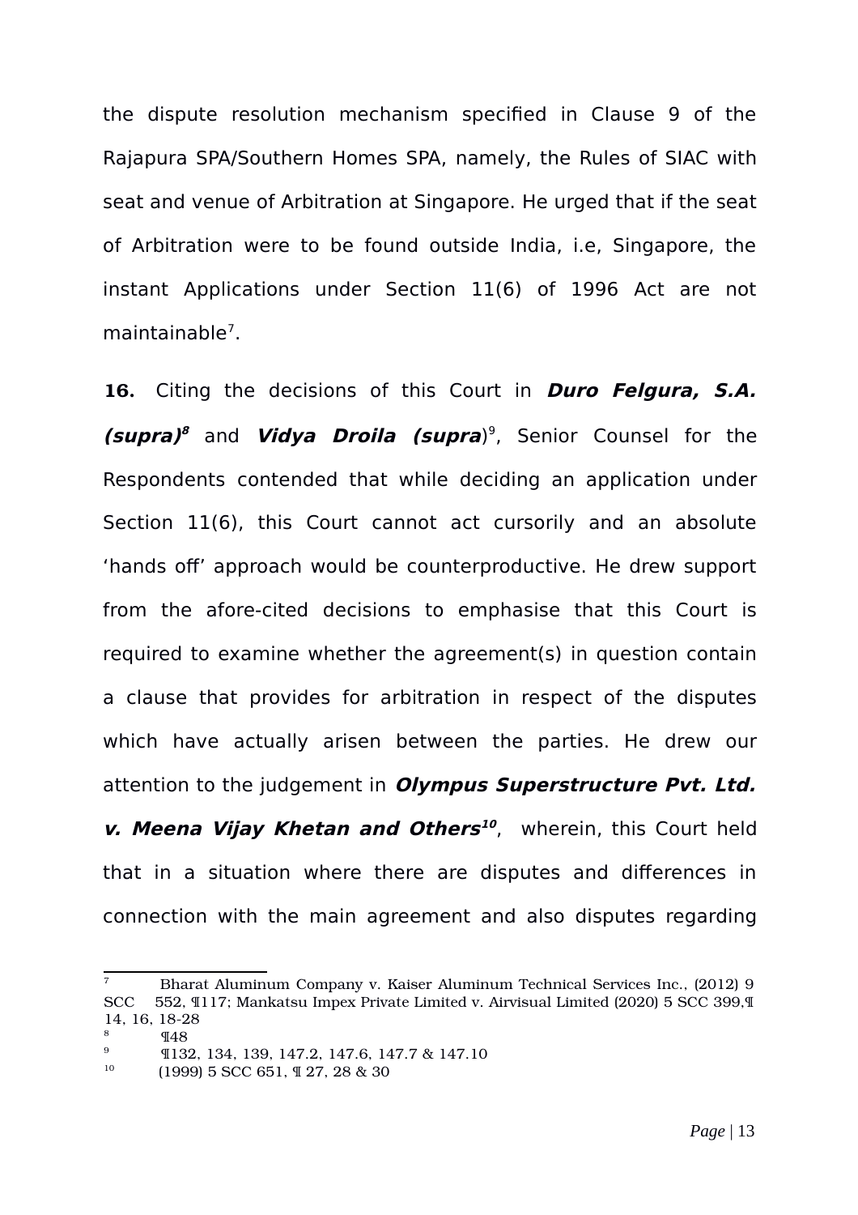the dispute resolution mechanism specified in Clause 9 of the Rajapura SPA/Southern Homes SPA, namely, the Rules of SIAC with seat and venue of Arbitration at Singapore. He urged that if the seat of Arbitration were to be found outside India, i.e, Singapore, the instant Applications under Section 11(6) of 1996 Act are not maintainable[7].

**16.** Citing the decisions of this Court in ***Duro Felgura, S.A. (supra)***[8] and ***Vidya Droila (supra***)[9], Senior Counsel for the Respondents contended that while deciding an application under Section 11(6), this Court cannot act cursorily and an absolute 'hands off' approach would be counterproductive. He drew support from the afore-cited decisions to emphasise that this Court is required to examine whether the agreement(s) in question contain a clause that provides for arbitration in respect of the disputes which have actually arisen between the parties. He drew our attention to the judgement in ***Olympus Superstructure Pvt. Ltd. v. Meena Vijay Khetan and Others***[10], wherein, this Court held that in a situation where there are disputes and differences in connection with the main agreement and also disputes regarding

---

[7] Bharat Aluminum Company v. Kaiser Aluminum Technical Services Inc., (2012) 9 SCC 552, ¶117; Mankatsu Impex Private Limited v. Airvisual Limited (2020) 5 SCC 399,¶ 14, 16, 18-28

[8] ¶48

[9] ¶132, 134, 139, 147.2, 147.6, 147.7 & 147.10

[10] (1999) 5 SCC 651, ¶ 27, 28 & 30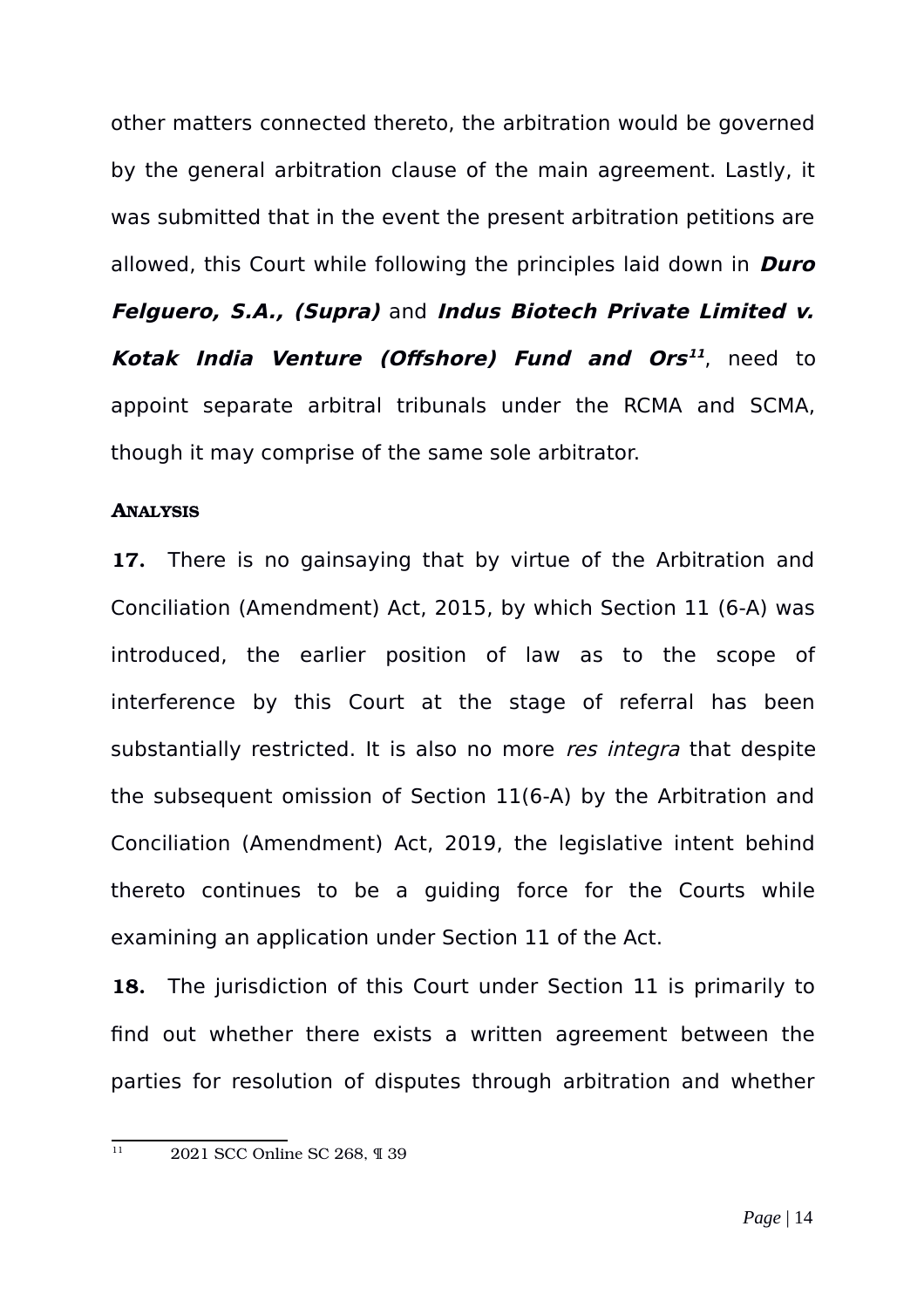other matters connected thereto, the arbitration would be governed by the general arbitration clause of the main agreement. Lastly, it was submitted that in the event the present arbitration petitions are allowed, this Court while following the principles laid down in ***Duro Felguero, S.A., (Supra)*** and ***Indus Biotech Private Limited v. Kotak India Venture (Offshore) Fund and Ors***[11], need to appoint separate arbitral tribunals under the RCMA and SCMA, though it may comprise of the same sole arbitrator.

**ANALYSIS**

**17.** There is no gainsaying that by virtue of the Arbitration and Conciliation (Amendment) Act, 2015, by which Section 11 (6-A) was introduced, the earlier position of law as to the scope of interference by this Court at the stage of referral has been substantially restricted. It is also no more *res integra* that despite the subsequent omission of Section 11(6-A) by the Arbitration and Conciliation (Amendment) Act, 2019, the legislative intent behind thereto continues to be a guiding force for the Courts while examining an application under Section 11 of the Act.

**18.** The jurisdiction of this Court under Section 11 is primarily to find out whether there exists a written agreement between the parties for resolution of disputes through arbitration and whether

---

[11] 2021 SCC Online SC 268, ¶ 39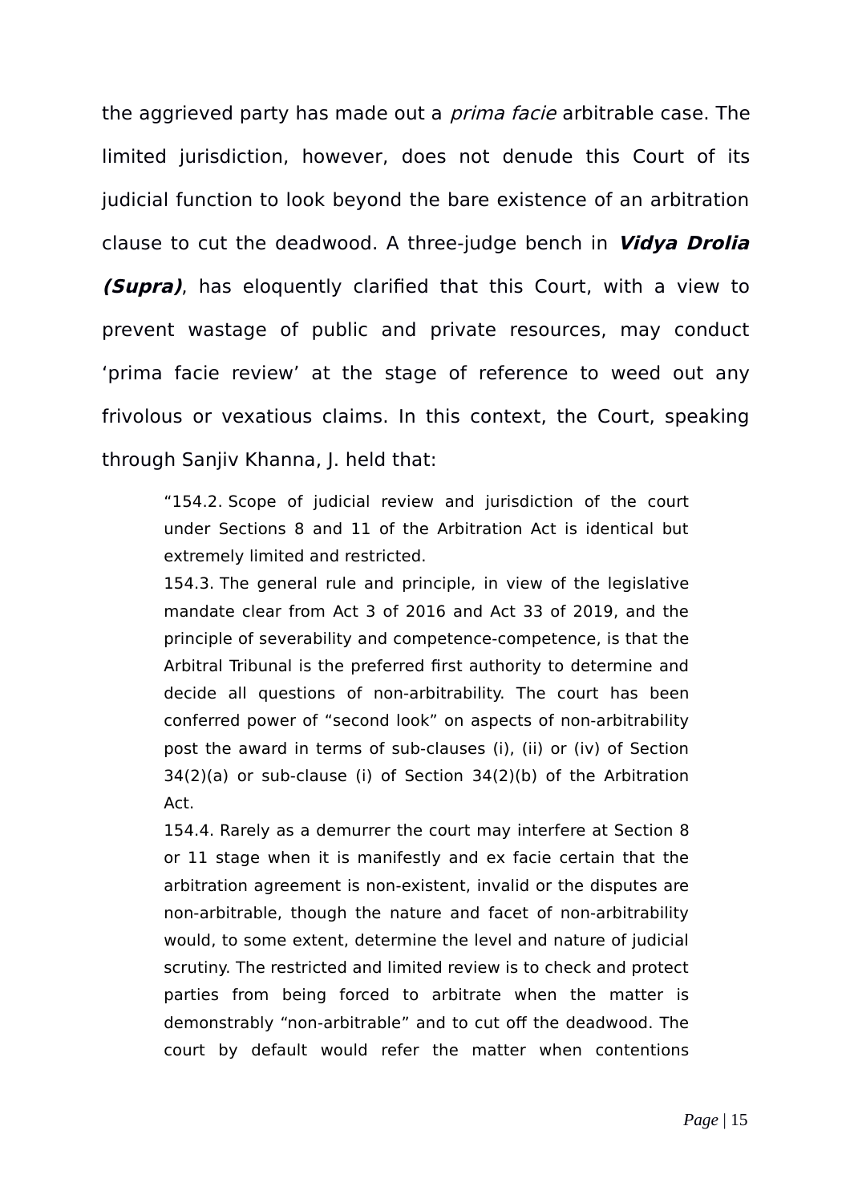the aggrieved party has made out a *prima facie* arbitrable case. The limited jurisdiction, however, does not denude this Court of its judicial function to look beyond the bare existence of an arbitration clause to cut the deadwood. A three-judge bench in ***Vidya Drolia (Supra)***, has eloquently clarified that this Court, with a view to prevent wastage of public and private resources, may conduct 'prima facie review' at the stage of reference to weed out any frivolous or vexatious claims. In this context, the Court, speaking through Sanjiv Khanna, J. held that:

> "154.2. Scope of judicial review and jurisdiction of the court under Sections 8 and 11 of the Arbitration Act is identical but extremely limited and restricted.
>
> 154.3. The general rule and principle, in view of the legislative mandate clear from Act 3 of 2016 and Act 33 of 2019, and the principle of severability and competence-competence, is that the Arbitral Tribunal is the preferred first authority to determine and decide all questions of non-arbitrability. The court has been conferred power of "second look" on aspects of non-arbitrability post the award in terms of sub-clauses (i), (ii) or (iv) of Section 34(2)(a) or sub-clause (i) of Section 34(2)(b) of the Arbitration Act.
>
> 154.4. Rarely as a demurrer the court may interfere at Section 8 or 11 stage when it is manifestly and ex facie certain that the arbitration agreement is non-existent, invalid or the disputes are non-arbitrable, though the nature and facet of non-arbitrability would, to some extent, determine the level and nature of judicial scrutiny. The restricted and limited review is to check and protect parties from being forced to arbitrate when the matter is demonstrably "non-arbitrable" and to cut off the deadwood. The court by default would refer the matter when contentions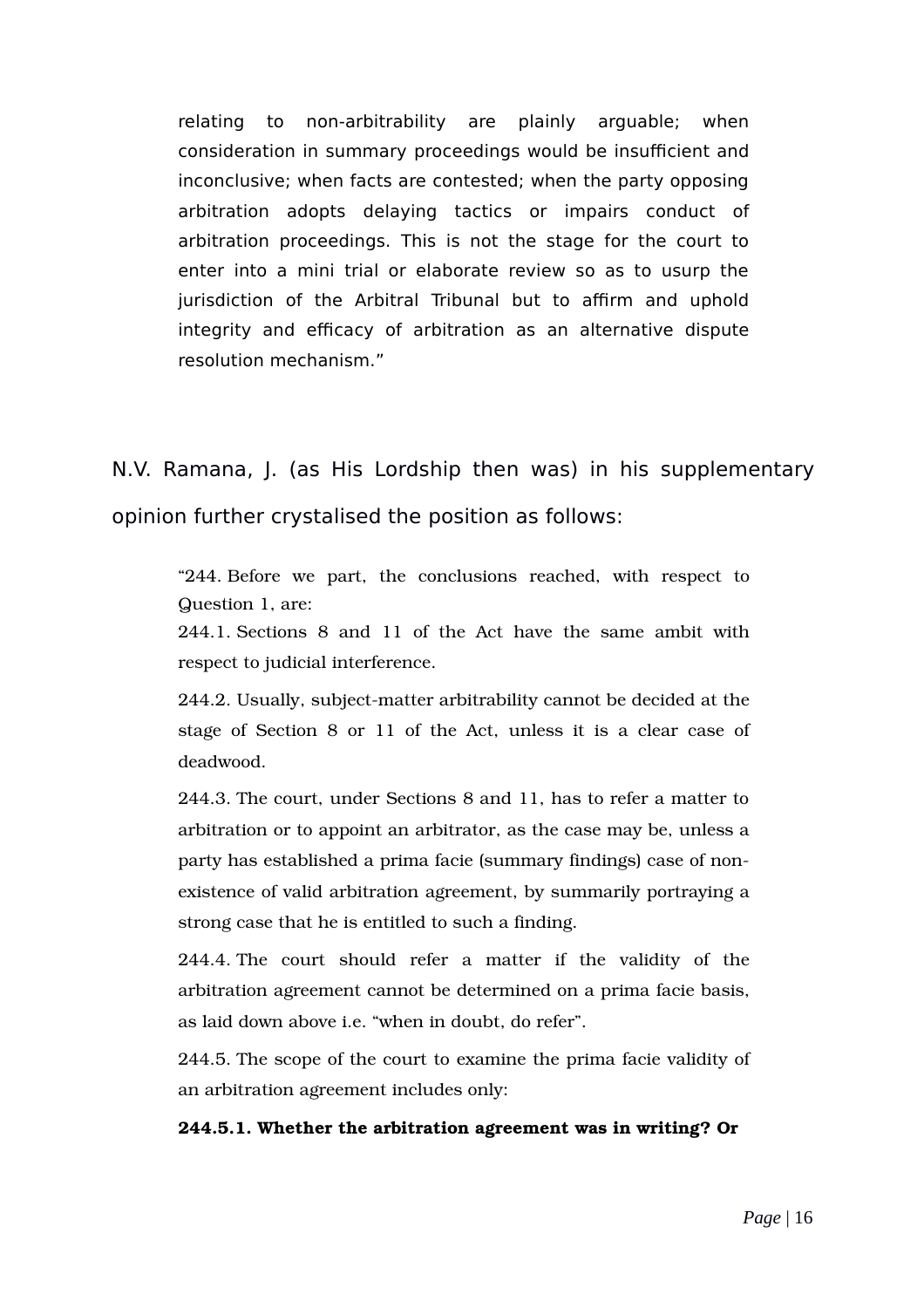> relating to non-arbitrability are plainly arguable; when consideration in summary proceedings would be insufficient and inconclusive; when facts are contested; when the party opposing arbitration adopts delaying tactics or impairs conduct of arbitration proceedings. This is not the stage for the court to enter into a mini trial or elaborate review so as to usurp the jurisdiction of the Arbitral Tribunal but to affirm and uphold integrity and efficacy of arbitration as an alternative dispute resolution mechanism."

N.V. Ramana, J. (as His Lordship then was) in his supplementary opinion further crystalised the position as follows:

> "244. Before we part, the conclusions reached, with respect to Question 1, are:
>
> 244.1. Sections 8 and 11 of the Act have the same ambit with respect to judicial interference.
>
> 244.2. Usually, subject-matter arbitrability cannot be decided at the stage of Section 8 or 11 of the Act, unless it is a clear case of deadwood.
>
> 244.3. The court, under Sections 8 and 11, has to refer a matter to arbitration or to appoint an arbitrator, as the case may be, unless a party has established a prima facie (summary findings) case of non-existence of valid arbitration agreement, by summarily portraying a strong case that he is entitled to such a finding.
>
> 244.4. The court should refer a matter if the validity of the arbitration agreement cannot be determined on a prima facie basis, as laid down above i.e. "when in doubt, do refer".
>
> 244.5. The scope of the court to examine the prima facie validity of an arbitration agreement includes only:
>
> **244.5.1. Whether the arbitration agreement was in writing? Or**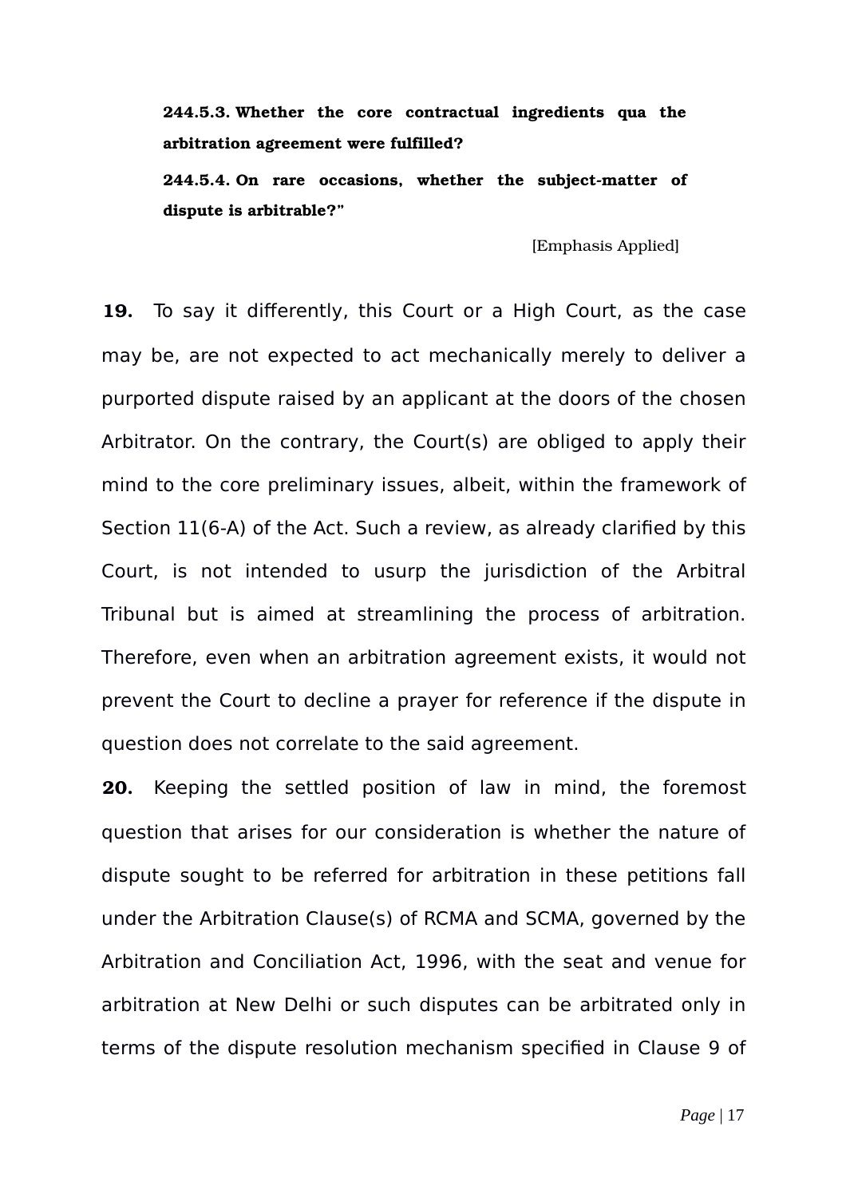> **244.5.3. Whether the core contractual ingredients qua the arbitration agreement were fulfilled?**
>
> **244.5.4. On rare occasions, whether the subject-matter of dispute is arbitrable?"**
>
> [Emphasis Applied]

**19.** To say it differently, this Court or a High Court, as the case may be, are not expected to act mechanically merely to deliver a purported dispute raised by an applicant at the doors of the chosen Arbitrator. On the contrary, the Court(s) are obliged to apply their mind to the core preliminary issues, albeit, within the framework of Section 11(6-A) of the Act. Such a review, as already clarified by this Court, is not intended to usurp the jurisdiction of the Arbitral Tribunal but is aimed at streamlining the process of arbitration. Therefore, even when an arbitration agreement exists, it would not prevent the Court to decline a prayer for reference if the dispute in question does not correlate to the said agreement.

**20.** Keeping the settled position of law in mind, the foremost question that arises for our consideration is whether the nature of dispute sought to be referred for arbitration in these petitions fall under the Arbitration Clause(s) of RCMA and SCMA, governed by the Arbitration and Conciliation Act, 1996, with the seat and venue for arbitration at New Delhi or such disputes can be arbitrated only in terms of the dispute resolution mechanism specified in Clause 9 of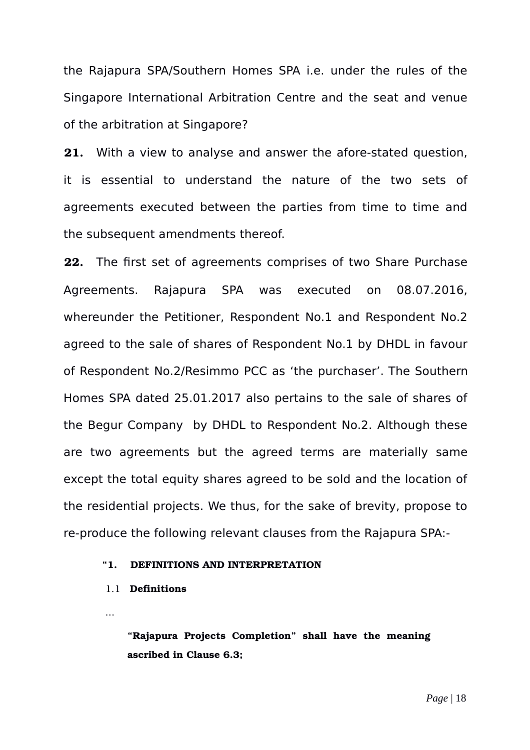the Rajapura SPA/Southern Homes SPA i.e. under the rules of the Singapore International Arbitration Centre and the seat and venue of the arbitration at Singapore?

**21.** With a view to analyse and answer the afore-stated question, it is essential to understand the nature of the two sets of agreements executed between the parties from time to time and the subsequent amendments thereof.

**22.** The first set of agreements comprises of two Share Purchase Agreements. Rajapura SPA was executed on 08.07.2016, whereunder the Petitioner, Respondent No.1 and Respondent No.2 agreed to the sale of shares of Respondent No.1 by DHDL in favour of Respondent No.2/Resimmo PCC as 'the purchaser'. The Southern Homes SPA dated 25.01.2017 also pertains to the sale of shares of the Begur Company by DHDL to Respondent No.2. Although these are two agreements but the agreed terms are materially same except the total equity shares agreed to be sold and the location of the residential projects. We thus, for the sake of brevity, propose to re-produce the following relevant clauses from the Rajapura SPA:-

> **"1. DEFINITIONS AND INTERPRETATION**
>
> 1.1 **Definitions**
>
> ...
>
> **"Rajapura Projects Completion" shall have the meaning ascribed in Clause 6.3;**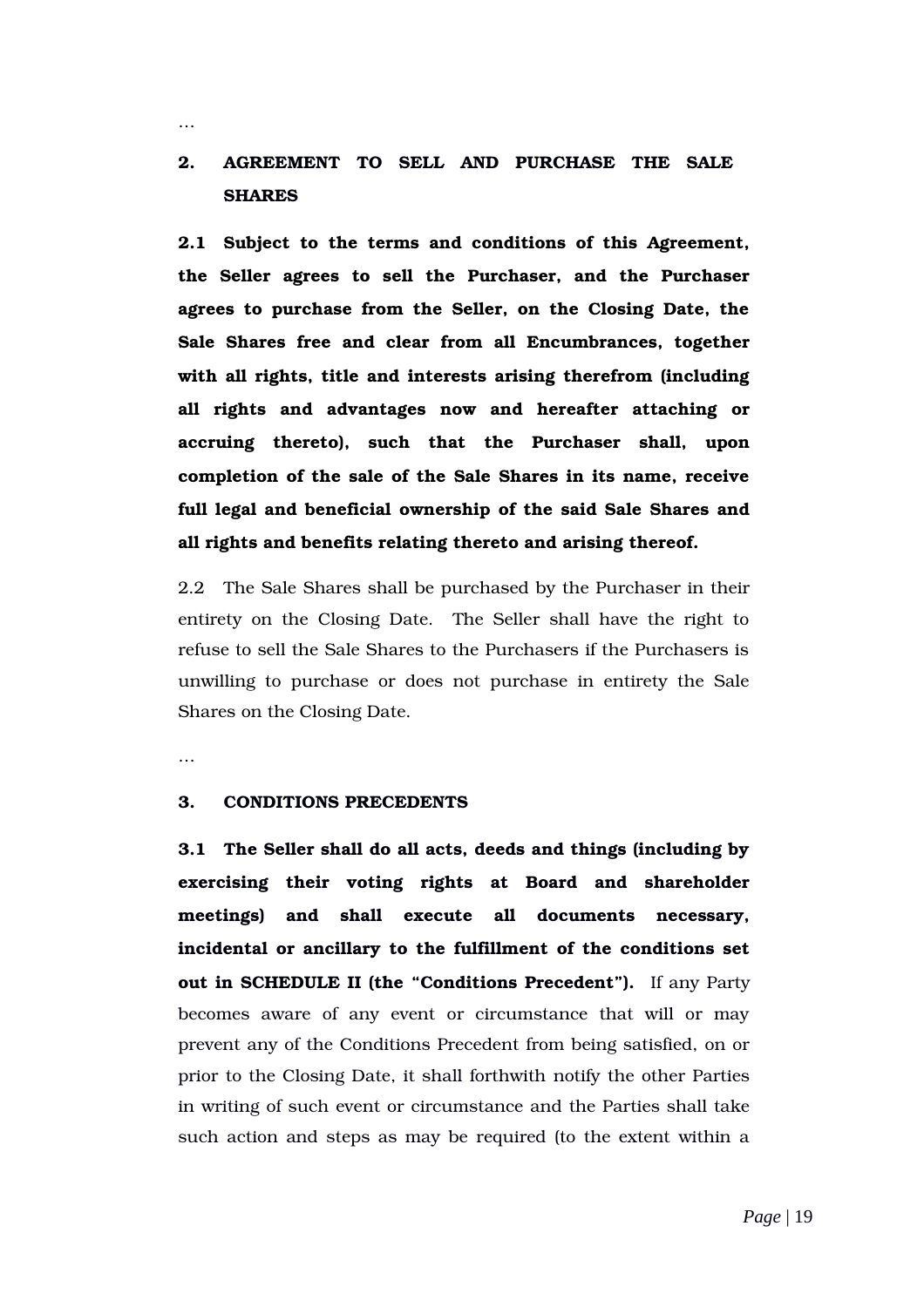…

## 2. AGREEMENT TO SELL AND PURCHASE THE SALE SHARES

**2.1 Subject to the terms and conditions of this Agreement, the Seller agrees to sell the Purchaser, and the Purchaser agrees to purchase from the Seller, on the Closing Date, the Sale Shares free and clear from all Encumbrances, together with all rights, title and interests arising therefrom (including all rights and advantages now and hereafter attaching or accruing thereto), such that the Purchaser shall, upon completion of the sale of the Sale Shares in its name, receive full legal and beneficial ownership of the said Sale Shares and all rights and benefits relating thereto and arising thereof.**

2.2 The Sale Shares shall be purchased by the Purchaser in their entirety on the Closing Date. The Seller shall have the right to refuse to sell the Sale Shares to the Purchasers if the Purchasers is unwilling to purchase or does not purchase in entirety the Sale Shares on the Closing Date.

…

## 3. CONDITIONS PRECEDENTS

**3.1 The Seller shall do all acts, deeds and things (including by exercising their voting rights at Board and shareholder meetings) and shall execute all documents necessary, incidental or ancillary to the fulfillment of the conditions set out in SCHEDULE II (the "Conditions Precedent").** If any Party becomes aware of any event or circumstance that will or may prevent any of the Conditions Precedent from being satisfied, on or prior to the Closing Date, it shall forthwith notify the other Parties in writing of such event or circumstance and the Parties shall take such action and steps as may be required (to the extent within a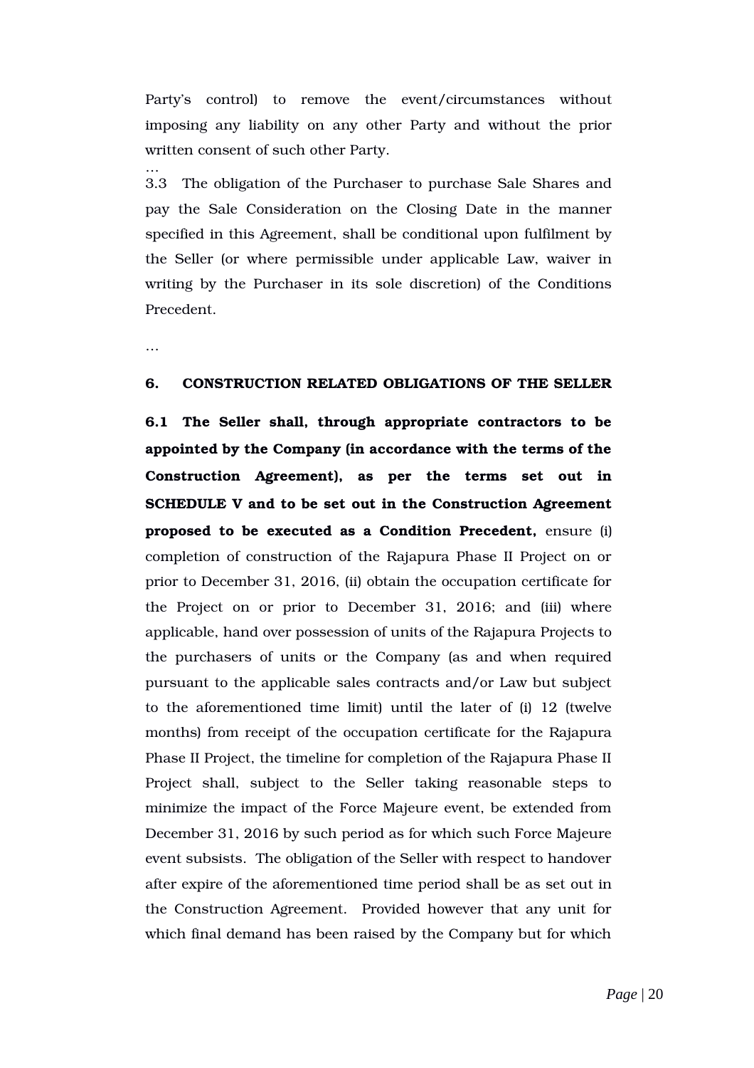Party's control) to remove the event/circumstances without imposing any liability on any other Party and without the prior written consent of such other Party.

…

3.3 The obligation of the Purchaser to purchase Sale Shares and pay the Sale Consideration on the Closing Date in the manner specified in this Agreement, shall be conditional upon fulfilment by the Seller (or where permissible under applicable Law, waiver in writing by the Purchaser in its sole discretion) of the Conditions Precedent.

…

**6. CONSTRUCTION RELATED OBLIGATIONS OF THE SELLER**

**6.1 The Seller shall, through appropriate contractors to be appointed by the Company (in accordance with the terms of the Construction Agreement), as per the terms set out in SCHEDULE V and to be set out in the Construction Agreement proposed to be executed as a Condition Precedent,** ensure (i) completion of construction of the Rajapura Phase II Project on or prior to December 31, 2016, (ii) obtain the occupation certificate for the Project on or prior to December 31, 2016; and (iii) where applicable, hand over possession of units of the Rajapura Projects to the purchasers of units or the Company (as and when required pursuant to the applicable sales contracts and/or Law but subject to the aforementioned time limit) until the later of (i) 12 (twelve months) from receipt of the occupation certificate for the Rajapura Phase II Project, the timeline for completion of the Rajapura Phase II Project shall, subject to the Seller taking reasonable steps to minimize the impact of the Force Majeure event, be extended from December 31, 2016 by such period as for which such Force Majeure event subsists. The obligation of the Seller with respect to handover after expire of the aforementioned time period shall be as set out in the Construction Agreement. Provided however that any unit for which final demand has been raised by the Company but for which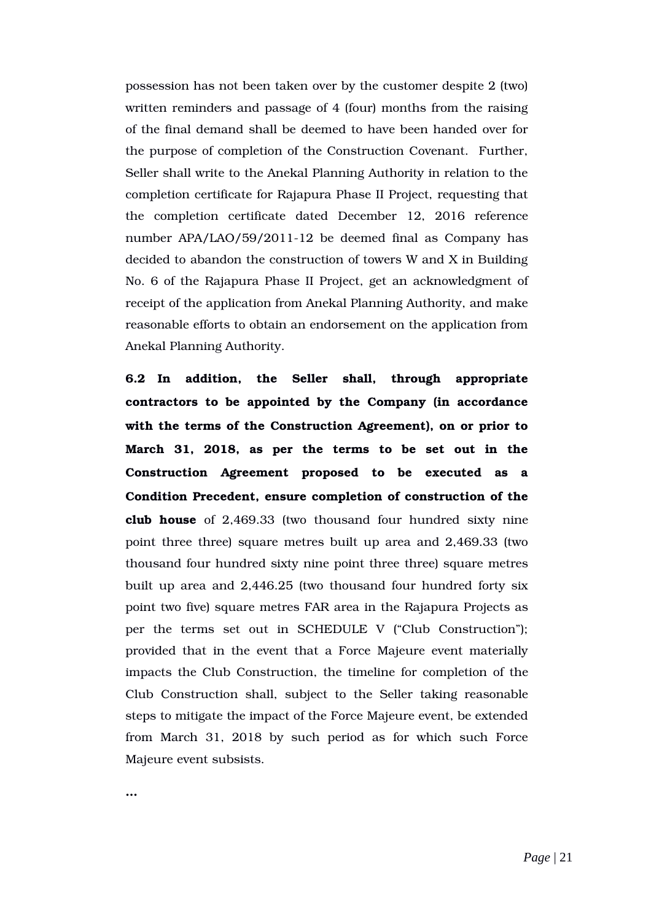possession has not been taken over by the customer despite 2 (two) written reminders and passage of 4 (four) months from the raising of the final demand shall be deemed to have been handed over for the purpose of completion of the Construction Covenant. Further, Seller shall write to the Anekal Planning Authority in relation to the completion certificate for Rajapura Phase II Project, requesting that the completion certificate dated December 12, 2016 reference number APA/LAO/59/2011-12 be deemed final as Company has decided to abandon the construction of towers W and X in Building No. 6 of the Rajapura Phase II Project, get an acknowledgment of receipt of the application from Anekal Planning Authority, and make reasonable efforts to obtain an endorsement on the application from Anekal Planning Authority.

**6.2 In addition, the Seller shall, through appropriate contractors to be appointed by the Company (in accordance with the terms of the Construction Agreement), on or prior to March 31, 2018, as per the terms to be set out in the Construction Agreement proposed to be executed as a Condition Precedent, ensure completion of construction of the club house** of 2,469.33 (two thousand four hundred sixty nine point three three) square metres built up area and 2,469.33 (two thousand four hundred sixty nine point three three) square metres built up area and 2,446.25 (two thousand four hundred forty six point two five) square metres FAR area in the Rajapura Projects as per the terms set out in SCHEDULE V ("Club Construction"); provided that in the event that a Force Majeure event materially impacts the Club Construction, the timeline for completion of the Club Construction shall, subject to the Seller taking reasonable steps to mitigate the impact of the Force Majeure event, be extended from March 31, 2018 by such period as for which such Force Majeure event subsists.

**…**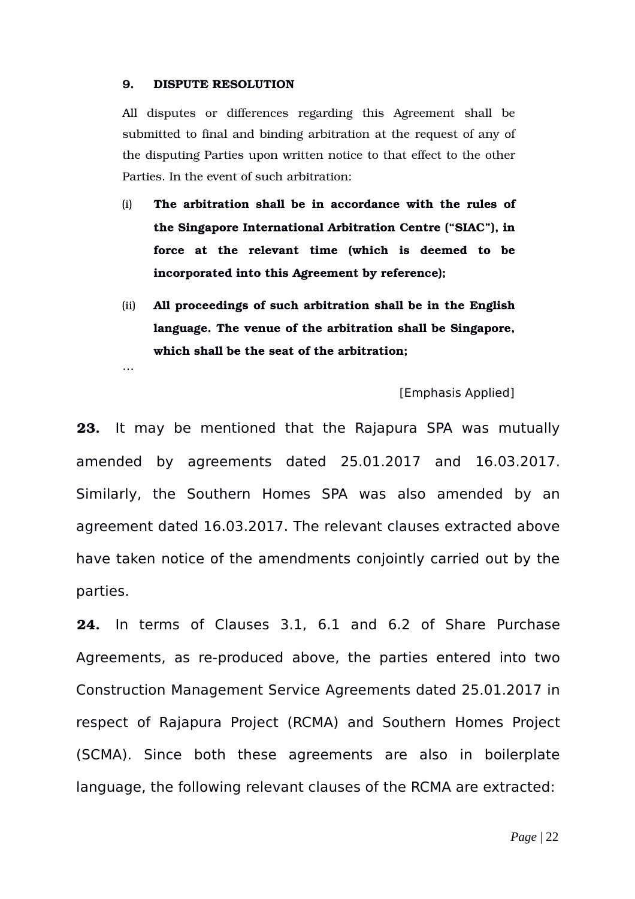**9. DISPUTE RESOLUTION**

All disputes or differences regarding this Agreement shall be submitted to final and binding arbitration at the request of any of the disputing Parties upon written notice to that effect to the other Parties. In the event of such arbitration:

(i) **The arbitration shall be in accordance with the rules of the Singapore International Arbitration Centre ("SIAC"), in force at the relevant time (which is deemed to be incorporated into this Agreement by reference);**

(ii) **All proceedings of such arbitration shall be in the English language. The venue of the arbitration shall be Singapore, which shall be the seat of the arbitration;**

…

[Emphasis Applied]

**23.** It may be mentioned that the Rajapura SPA was mutually amended by agreements dated 25.01.2017 and 16.03.2017. Similarly, the Southern Homes SPA was also amended by an agreement dated 16.03.2017. The relevant clauses extracted above have taken notice of the amendments conjointly carried out by the parties.

**24.** In terms of Clauses 3.1, 6.1 and 6.2 of Share Purchase Agreements, as re-produced above, the parties entered into two Construction Management Service Agreements dated 25.01.2017 in respect of Rajapura Project (RCMA) and Southern Homes Project (SCMA). Since both these agreements are also in boilerplate language, the following relevant clauses of the RCMA are extracted: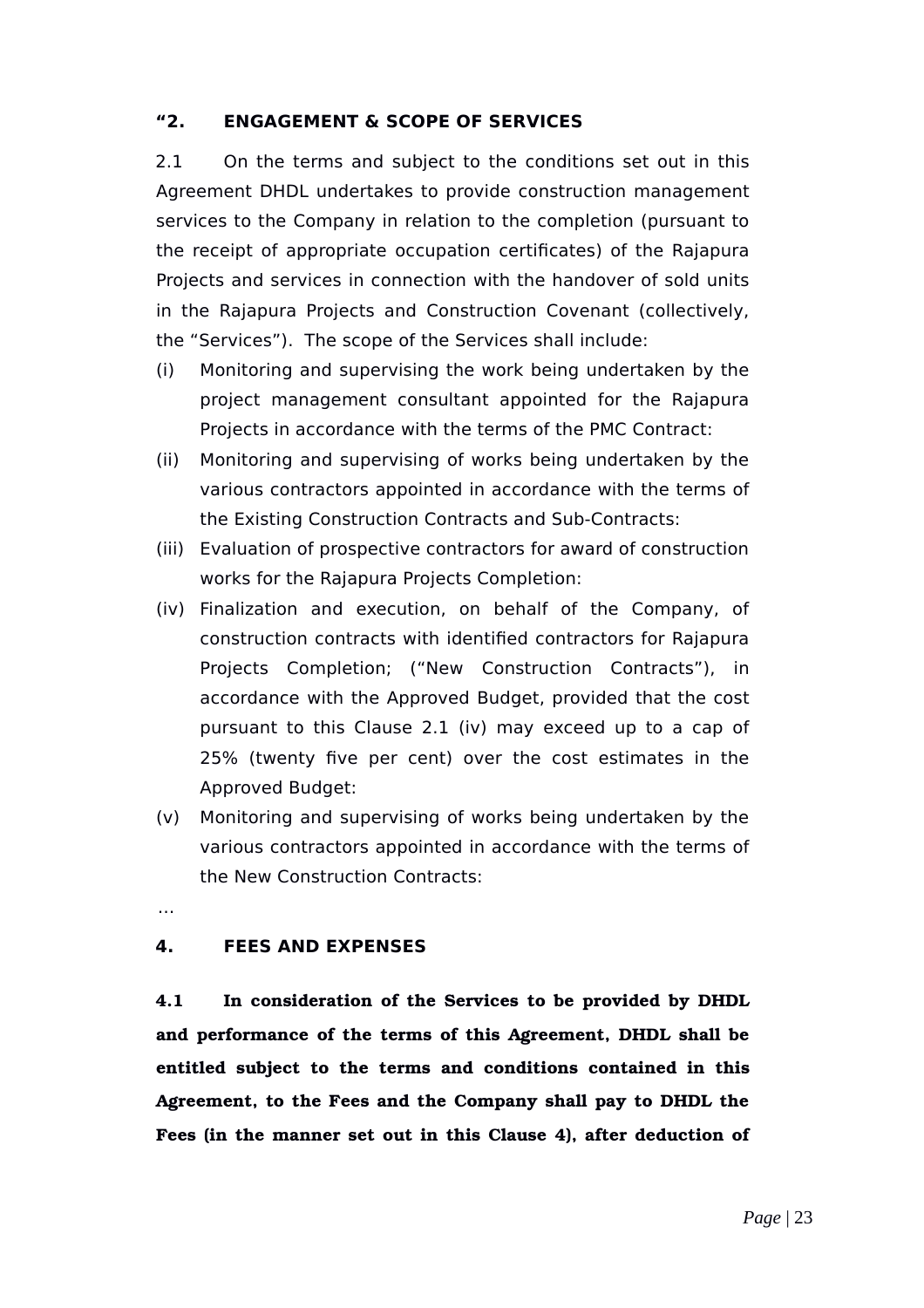**“2. ENGAGEMENT & SCOPE OF SERVICES**

2.1 On the terms and subject to the conditions set out in this Agreement DHDL undertakes to provide construction management services to the Company in relation to the completion (pursuant to the receipt of appropriate occupation certificates) of the Rajapura Projects and services in connection with the handover of sold units in the Rajapura Projects and Construction Covenant (collectively, the “Services”). The scope of the Services shall include:

(i) Monitoring and supervising the work being undertaken by the project management consultant appointed for the Rajapura Projects in accordance with the terms of the PMC Contract:

(ii) Monitoring and supervising of works being undertaken by the various contractors appointed in accordance with the terms of the Existing Construction Contracts and Sub-Contracts:

(iii) Evaluation of prospective contractors for award of construction works for the Rajapura Projects Completion:

(iv) Finalization and execution, on behalf of the Company, of construction contracts with identified contractors for Rajapura Projects Completion; (“New Construction Contracts”), in accordance with the Approved Budget, provided that the cost pursuant to this Clause 2.1 (iv) may exceed up to a cap of 25% (twenty five per cent) over the cost estimates in the Approved Budget:

(v) Monitoring and supervising of works being undertaken by the various contractors appointed in accordance with the terms of the New Construction Contracts:

…

**4. FEES AND EXPENSES**

**4.1 In consideration of the Services to be provided by DHDL and performance of the terms of this Agreement, DHDL shall be entitled subject to the terms and conditions contained in this Agreement, to the Fees and the Company shall pay to DHDL the Fees (in the manner set out in this Clause 4), after deduction of**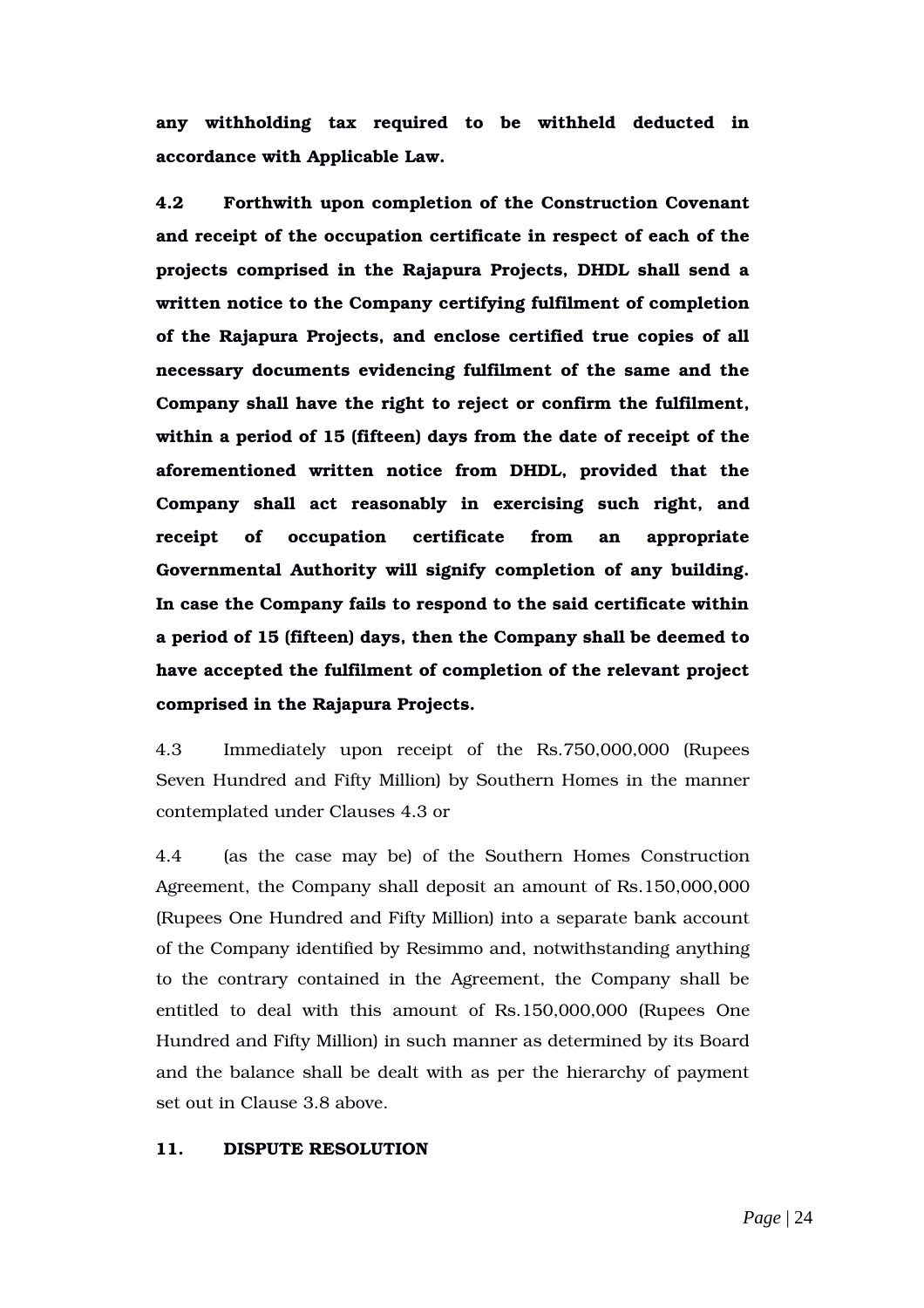**any withholding tax required to be withheld deducted in accordance with Applicable Law.**

**4.2 Forthwith upon completion of the Construction Covenant and receipt of the occupation certificate in respect of each of the projects comprised in the Rajapura Projects, DHDL shall send a written notice to the Company certifying fulfilment of completion of the Rajapura Projects, and enclose certified true copies of all necessary documents evidencing fulfilment of the same and the Company shall have the right to reject or confirm the fulfilment, within a period of 15 (fifteen) days from the date of receipt of the aforementioned written notice from DHDL, provided that the Company shall act reasonably in exercising such right, and receipt of occupation certificate from an appropriate Governmental Authority will signify completion of any building. In case the Company fails to respond to the said certificate within a period of 15 (fifteen) days, then the Company shall be deemed to have accepted the fulfilment of completion of the relevant project comprised in the Rajapura Projects.**

4.3 Immediately upon receipt of the Rs.750,000,000 (Rupees Seven Hundred and Fifty Million) by Southern Homes in the manner contemplated under Clauses 4.3 or

4.4 (as the case may be) of the Southern Homes Construction Agreement, the Company shall deposit an amount of Rs.150,000,000 (Rupees One Hundred and Fifty Million) into a separate bank account of the Company identified by Resimmo and, notwithstanding anything to the contrary contained in the Agreement, the Company shall be entitled to deal with this amount of Rs.150,000,000 (Rupees One Hundred and Fifty Million) in such manner as determined by its Board and the balance shall be dealt with as per the hierarchy of payment set out in Clause 3.8 above.

**11. DISPUTE RESOLUTION**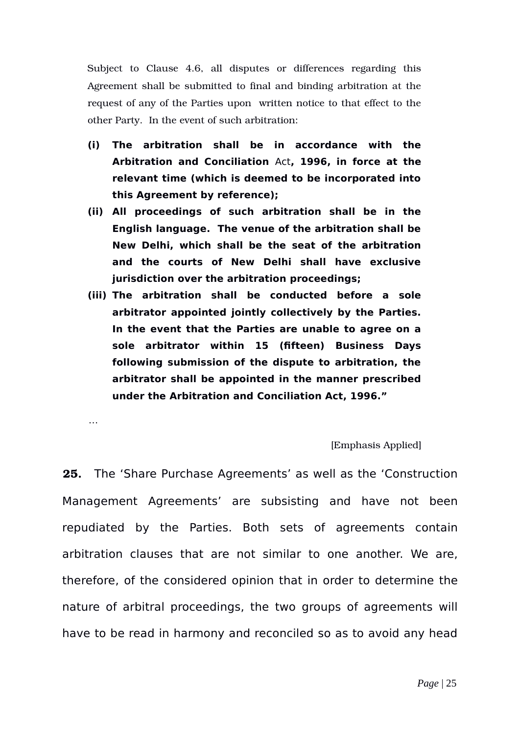Subject to Clause 4.6, all disputes or differences regarding this Agreement shall be submitted to final and binding arbitration at the request of any of the Parties upon written notice to that effect to the other Party. In the event of such arbitration:

- **(i) The arbitration shall be in accordance with the Arbitration and Conciliation** Act**, 1996, in force at the relevant time (which is deemed to be incorporated into this Agreement by reference);**
- **(ii) All proceedings of such arbitration shall be in the English language. The venue of the arbitration shall be New Delhi, which shall be the seat of the arbitration and the courts of New Delhi shall have exclusive jurisdiction over the arbitration proceedings;**
- **(iii) The arbitration shall be conducted before a sole arbitrator appointed jointly collectively by the Parties. In the event that the Parties are unable to agree on a sole arbitrator within 15 (fifteen) Business Days following submission of the dispute to arbitration, the arbitrator shall be appointed in the manner prescribed under the Arbitration and Conciliation Act, 1996."**

...

[Emphasis Applied]

**25.** The 'Share Purchase Agreements' as well as the 'Construction Management Agreements' are subsisting and have not been repudiated by the Parties. Both sets of agreements contain arbitration clauses that are not similar to one another. We are, therefore, of the considered opinion that in order to determine the nature of arbitral proceedings, the two groups of agreements will have to be read in harmony and reconciled so as to avoid any head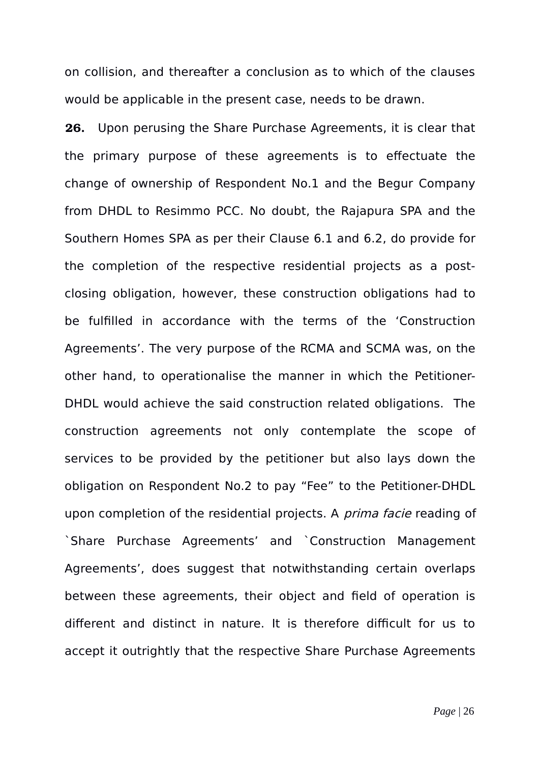on collision, and thereafter a conclusion as to which of the clauses would be applicable in the present case, needs to be drawn.

**26.** Upon perusing the Share Purchase Agreements, it is clear that the primary purpose of these agreements is to effectuate the change of ownership of Respondent No.1 and the Begur Company from DHDL to Resimmo PCC. No doubt, the Rajapura SPA and the Southern Homes SPA as per their Clause 6.1 and 6.2, do provide for the completion of the respective residential projects as a post-closing obligation, however, these construction obligations had to be fulfilled in accordance with the terms of the 'Construction Agreements'. The very purpose of the RCMA and SCMA was, on the other hand, to operationalise the manner in which the Petitioner-DHDL would achieve the said construction related obligations. The construction agreements not only contemplate the scope of services to be provided by the petitioner but also lays down the obligation on Respondent No.2 to pay "Fee" to the Petitioner-DHDL upon completion of the residential projects. A *prima facie* reading of `Share Purchase Agreements' and `Construction Management Agreements', does suggest that notwithstanding certain overlaps between these agreements, their object and field of operation is different and distinct in nature. It is therefore difficult for us to accept it outrightly that the respective Share Purchase Agreements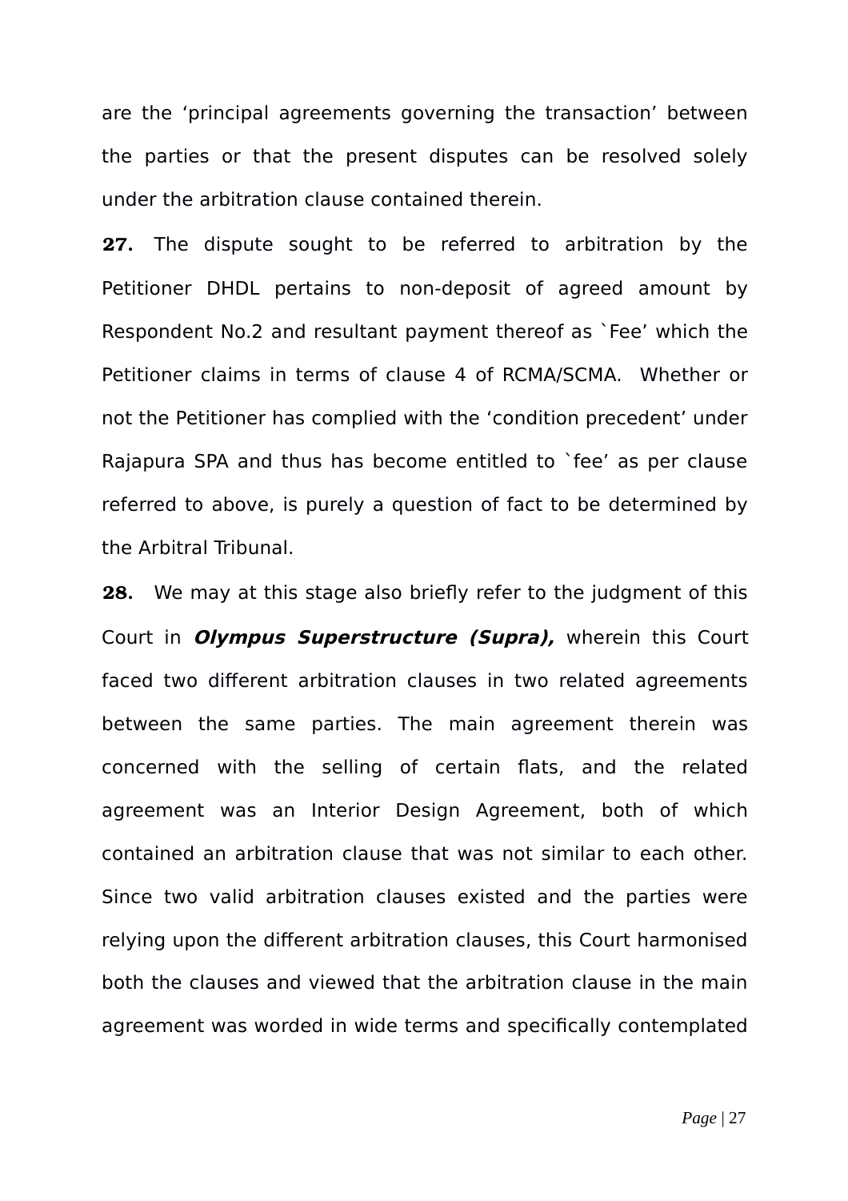are the ‘principal agreements governing the transaction’ between the parties or that the present disputes can be resolved solely under the arbitration clause contained therein.

**27.** The dispute sought to be referred to arbitration by the Petitioner DHDL pertains to non-deposit of agreed amount by Respondent No.2 and resultant payment thereof as `Fee’ which the Petitioner claims in terms of clause 4 of RCMA/SCMA. Whether or not the Petitioner has complied with the ‘condition precedent’ under Rajapura SPA and thus has become entitled to `fee’ as per clause referred to above, is purely a question of fact to be determined by the Arbitral Tribunal.

**28.** We may at this stage also briefly refer to the judgment of this Court in ***Olympus Superstructure (Supra),*** wherein this Court faced two different arbitration clauses in two related agreements between the same parties. The main agreement therein was concerned with the selling of certain flats, and the related agreement was an Interior Design Agreement, both of which contained an arbitration clause that was not similar to each other. Since two valid arbitration clauses existed and the parties were relying upon the different arbitration clauses, this Court harmonised both the clauses and viewed that the arbitration clause in the main agreement was worded in wide terms and specifically contemplated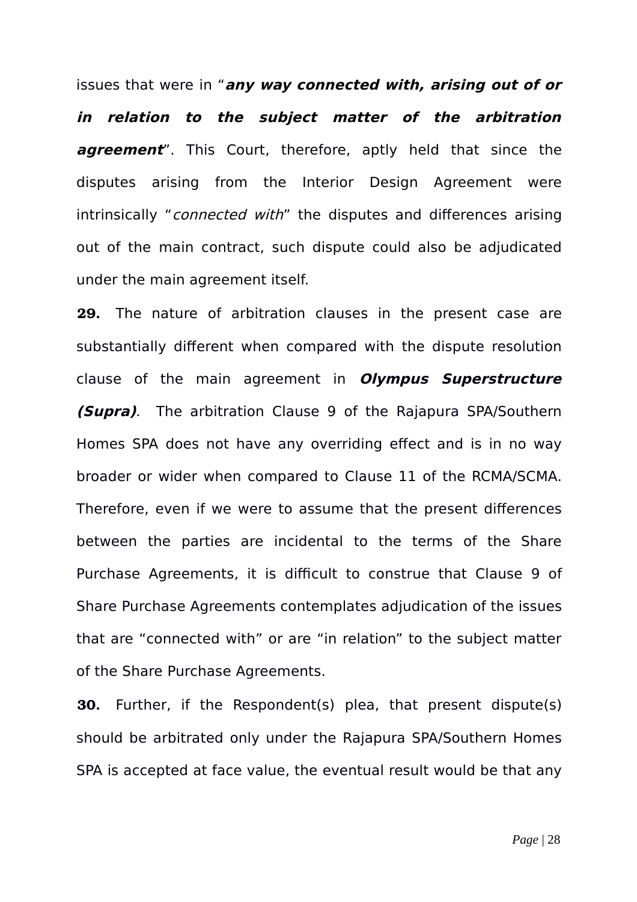issues that were in "***any way connected with, arising out of or in relation to the subject matter of the arbitration agreement***". This Court, therefore, aptly held that since the disputes arising from the Interior Design Agreement were intrinsically "*connected with*" the disputes and differences arising out of the main contract, such dispute could also be adjudicated under the main agreement itself.

**29.** The nature of arbitration clauses in the present case are substantially different when compared with the dispute resolution clause of the main agreement in ***Olympus Superstructure (Supra)***. The arbitration Clause 9 of the Rajapura SPA/Southern Homes SPA does not have any overriding effect and is in no way broader or wider when compared to Clause 11 of the RCMA/SCMA. Therefore, even if we were to assume that the present differences between the parties are incidental to the terms of the Share Purchase Agreements, it is difficult to construe that Clause 9 of Share Purchase Agreements contemplates adjudication of the issues that are "connected with" or are "in relation" to the subject matter of the Share Purchase Agreements.

**30.** Further, if the Respondent(s) plea, that present dispute(s) should be arbitrated only under the Rajapura SPA/Southern Homes SPA is accepted at face value, the eventual result would be that any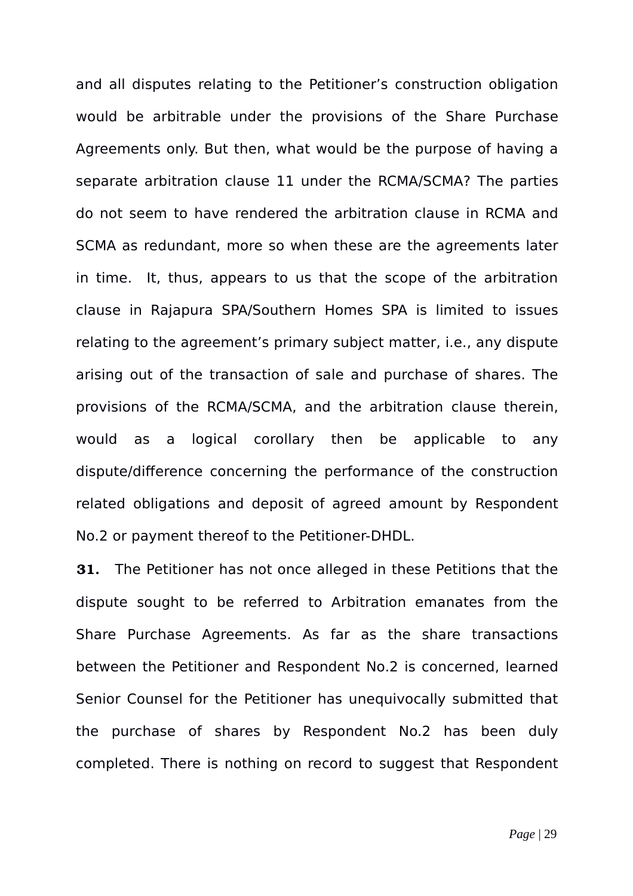and all disputes relating to the Petitioner's construction obligation would be arbitrable under the provisions of the Share Purchase Agreements only. But then, what would be the purpose of having a separate arbitration clause 11 under the RCMA/SCMA? The parties do not seem to have rendered the arbitration clause in RCMA and SCMA as redundant, more so when these are the agreements later in time. It, thus, appears to us that the scope of the arbitration clause in Rajapura SPA/Southern Homes SPA is limited to issues relating to the agreement's primary subject matter, i.e., any dispute arising out of the transaction of sale and purchase of shares. The provisions of the RCMA/SCMA, and the arbitration clause therein, would as a logical corollary then be applicable to any dispute/difference concerning the performance of the construction related obligations and deposit of agreed amount by Respondent No.2 or payment thereof to the Petitioner-DHDL.

**31.** The Petitioner has not once alleged in these Petitions that the dispute sought to be referred to Arbitration emanates from the Share Purchase Agreements. As far as the share transactions between the Petitioner and Respondent No.2 is concerned, learned Senior Counsel for the Petitioner has unequivocally submitted that the purchase of shares by Respondent No.2 has been duly completed. There is nothing on record to suggest that Respondent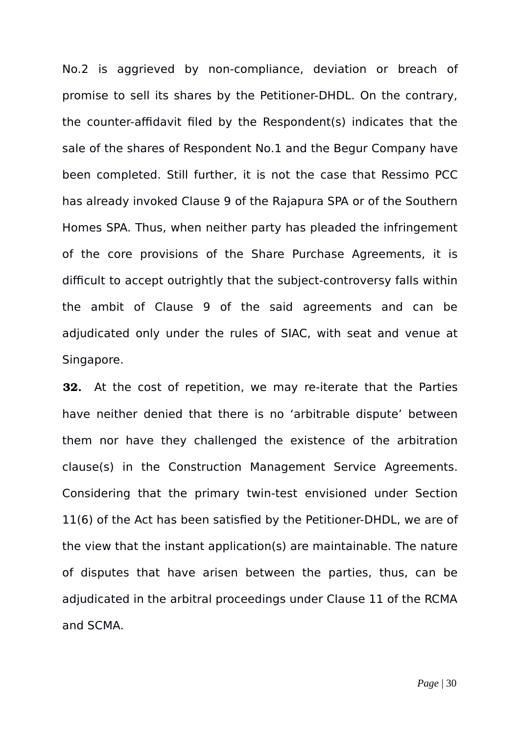No.2 is aggrieved by non-compliance, deviation or breach of promise to sell its shares by the Petitioner-DHDL. On the contrary, the counter-affidavit filed by the Respondent(s) indicates that the sale of the shares of Respondent No.1 and the Begur Company have been completed. Still further, it is not the case that Ressimo PCC has already invoked Clause 9 of the Rajapura SPA or of the Southern Homes SPA. Thus, when neither party has pleaded the infringement of the core provisions of the Share Purchase Agreements, it is difficult to accept outrightly that the subject-controversy falls within the ambit of Clause 9 of the said agreements and can be adjudicated only under the rules of SIAC, with seat and venue at Singapore.

**32.** At the cost of repetition, we may re-iterate that the Parties have neither denied that there is no 'arbitrable dispute' between them nor have they challenged the existence of the arbitration clause(s) in the Construction Management Service Agreements. Considering that the primary twin-test envisioned under Section 11(6) of the Act has been satisfied by the Petitioner-DHDL, we are of the view that the instant application(s) are maintainable. The nature of disputes that have arisen between the parties, thus, can be adjudicated in the arbitral proceedings under Clause 11 of the RCMA and SCMA.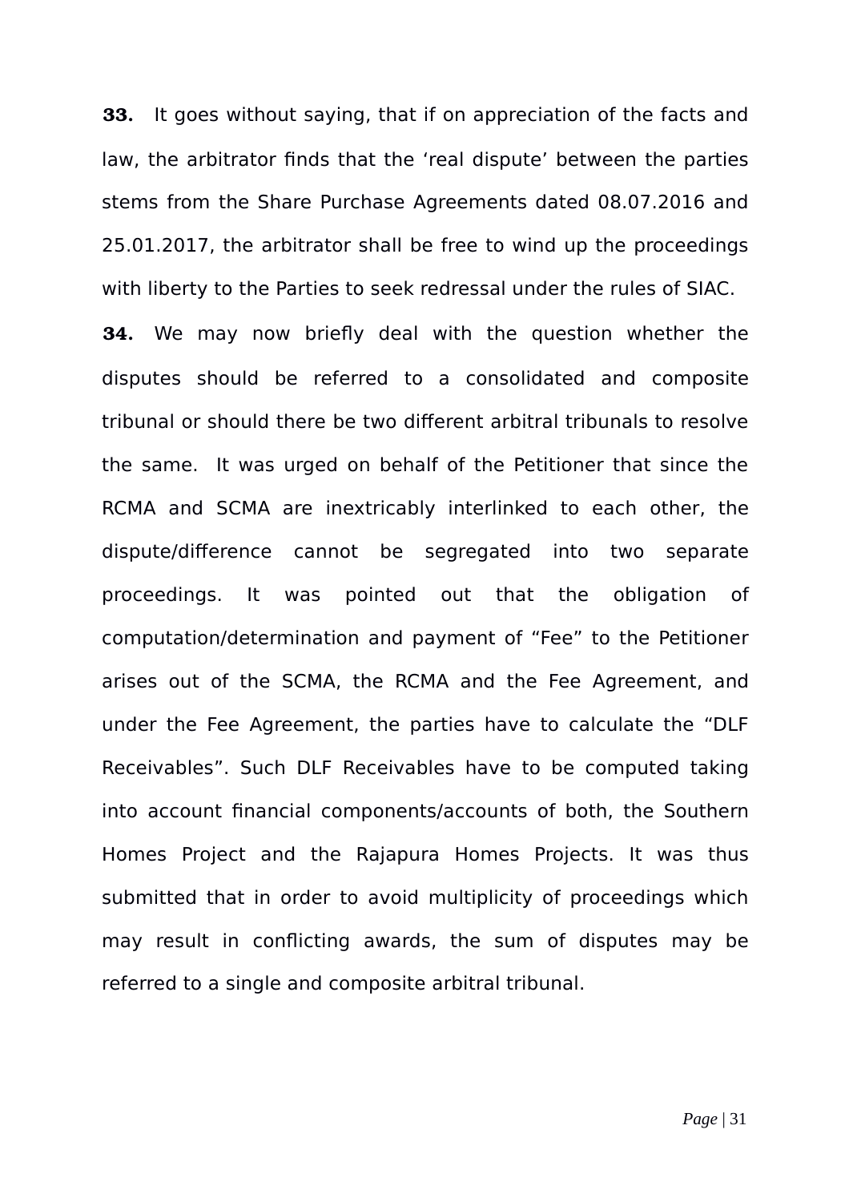**33.** It goes without saying, that if on appreciation of the facts and law, the arbitrator finds that the 'real dispute' between the parties stems from the Share Purchase Agreements dated 08.07.2016 and 25.01.2017, the arbitrator shall be free to wind up the proceedings with liberty to the Parties to seek redressal under the rules of SIAC.

**34.** We may now briefly deal with the question whether the disputes should be referred to a consolidated and composite tribunal or should there be two different arbitral tribunals to resolve the same. It was urged on behalf of the Petitioner that since the RCMA and SCMA are inextricably interlinked to each other, the dispute/difference cannot be segregated into two separate proceedings. It was pointed out that the obligation of computation/determination and payment of "Fee" to the Petitioner arises out of the SCMA, the RCMA and the Fee Agreement, and under the Fee Agreement, the parties have to calculate the "DLF Receivables". Such DLF Receivables have to be computed taking into account financial components/accounts of both, the Southern Homes Project and the Rajapura Homes Projects. It was thus submitted that in order to avoid multiplicity of proceedings which may result in conflicting awards, the sum of disputes may be referred to a single and composite arbitral tribunal.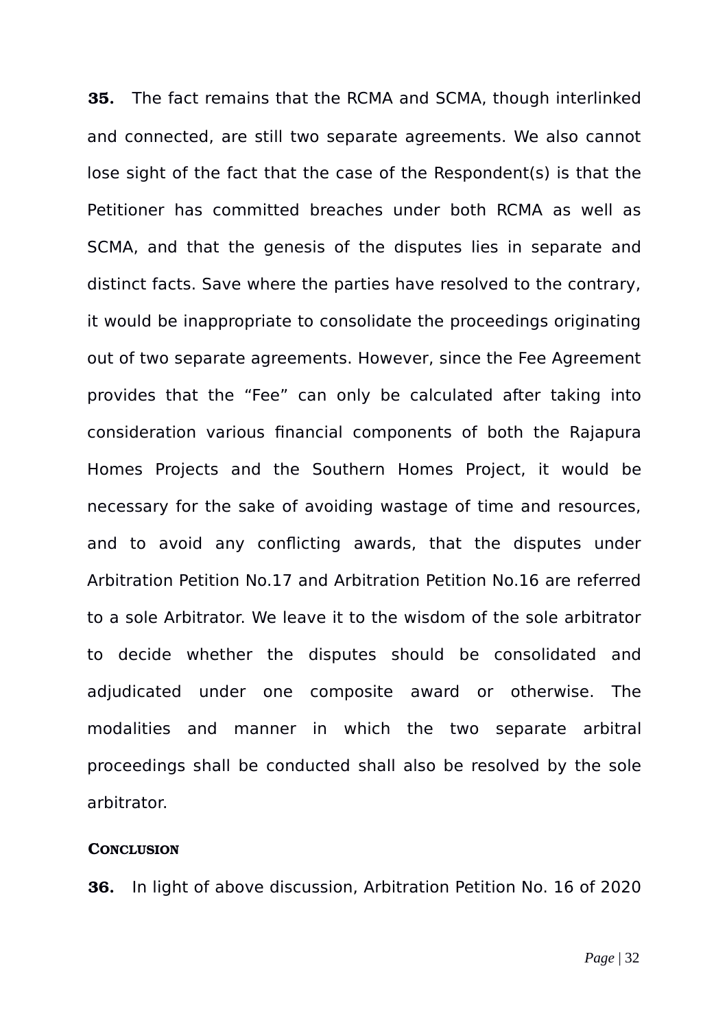**35.** The fact remains that the RCMA and SCMA, though interlinked and connected, are still two separate agreements. We also cannot lose sight of the fact that the case of the Respondent(s) is that the Petitioner has committed breaches under both RCMA as well as SCMA, and that the genesis of the disputes lies in separate and distinct facts. Save where the parties have resolved to the contrary, it would be inappropriate to consolidate the proceedings originating out of two separate agreements. However, since the Fee Agreement provides that the "Fee" can only be calculated after taking into consideration various financial components of both the Rajapura Homes Projects and the Southern Homes Project, it would be necessary for the sake of avoiding wastage of time and resources, and to avoid any conflicting awards, that the disputes under Arbitration Petition No.17 and Arbitration Petition No.16 are referred to a sole Arbitrator. We leave it to the wisdom of the sole arbitrator to decide whether the disputes should be consolidated and adjudicated under one composite award or otherwise. The modalities and manner in which the two separate arbitral proceedings shall be conducted shall also be resolved by the sole arbitrator.

## CONCLUSION

**36.** In light of above discussion, Arbitration Petition No. 16 of 2020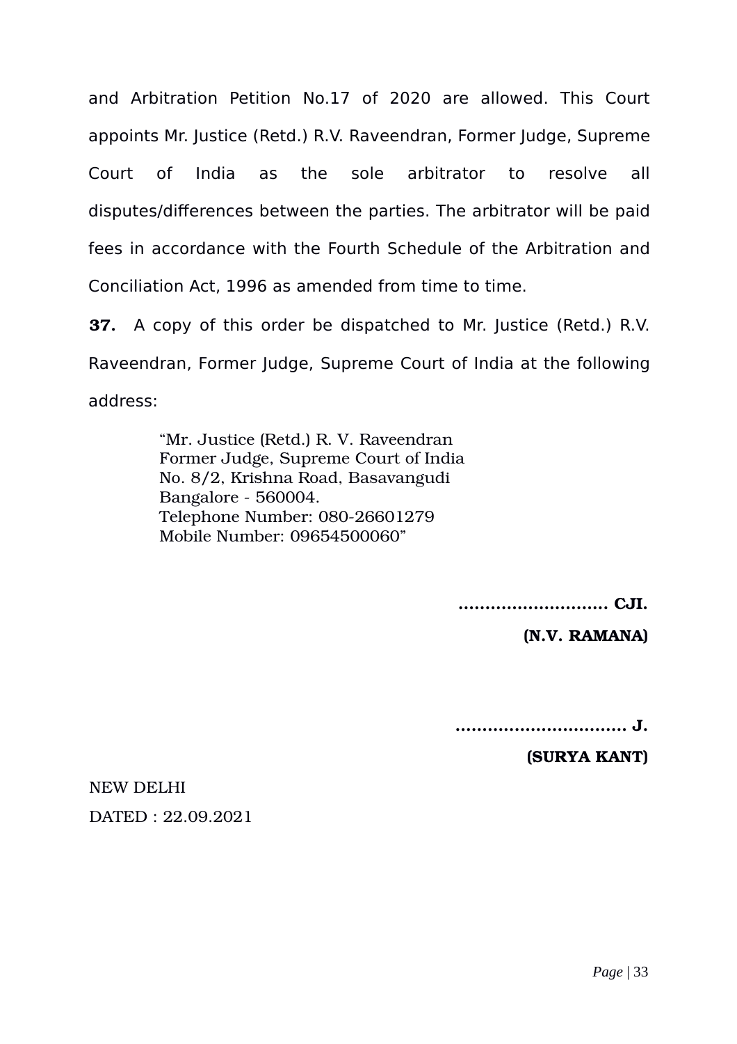and Arbitration Petition No.17 of 2020 are allowed. This Court appoints Mr. Justice (Retd.) R.V. Raveendran, Former Judge, Supreme Court of India as the sole arbitrator to resolve all disputes/differences between the parties. The arbitrator will be paid fees in accordance with the Fourth Schedule of the Arbitration and Conciliation Act, 1996 as amended from time to time.

**37.** A copy of this order be dispatched to Mr. Justice (Retd.) R.V. Raveendran, Former Judge, Supreme Court of India at the following address:

> "Mr. Justice (Retd.) R. V. Raveendran
> Former Judge, Supreme Court of India
> No. 8/2, Krishna Road, Basavangudi
> Bangalore - 560004.
> Telephone Number: 080-26601279
> Mobile Number: 09654500060"

**............................ CJI.**

**(N.V. RAMANA)**

**................................ J.**

**(SURYA KANT)**

NEW DELHI

DATED : 22.09.2021